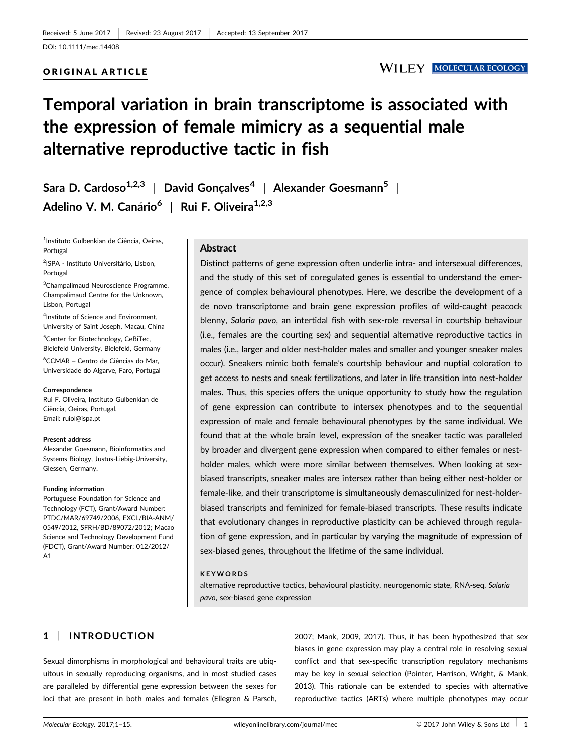Received: 5 June 2017 | Revised: 23 August 2017 | Accepted: 13 September 2017

DOI: 10.1111/mec.14408

ORIGINAL ARTICLE

# Temporal variation in brain transcriptome is associated with the expression of female mimicry as a sequential male alternative reproductive tactic in fish

Sara D. Cardoso[1,2,3] | David Gonçalves[4] | Alexander Goesmann[5] | Adelino V. M. Canário[6] | Rui F. Oliveira[1,2,3]

[1]Instituto Gulbenkian de Ciência, Oeiras, Portugal

[2]ISPA - Instituto Universitário, Lisbon, Portugal

[3]Champalimaud Neuroscience Programme, Champalimaud Centre for the Unknown, Lisbon, Portugal

[4]Institute of Science and Environment, University of Saint Joseph, Macau, China

[5]Center for Biotechnology, CeBiTec, Bielefeld University, Bielefeld, Germany

[6]CCMAR – Centro de Ciências do Mar, Universidade do Algarve, Faro, Portugal

**Correspondence**
Rui F. Oliveira, Instituto Gulbenkian de Ciência, Oeiras, Portugal.
Email: ruiol@ispa.pt

**Present address**
Alexander Goesmann, Bioinformatics and Systems Biology, Justus-Liebig-University, Giessen, Germany.

**Funding information**
Portuguese Foundation for Science and Technology (FCT), Grant/Award Number: PTDC/MAR/69749/2006, EXCL/BIA-ANM/0549/2012, SFRH/BD/89072/2012; Macao Science and Technology Development Fund (FDCT), Grant/Award Number: 012/2012/A1

## Abstract

Distinct patterns of gene expression often underlie intra- and intersexual differences, and the study of this set of coregulated genes is essential to understand the emergence of complex behavioural phenotypes. Here, we describe the development of a de novo transcriptome and brain gene expression profiles of wild-caught peacock blenny, *Salaria pavo*, an intertidal fish with sex-role reversal in courtship behaviour (i.e., females are the courting sex) and sequential alternative reproductive tactics in males (i.e., larger and older nest-holder males and smaller and younger sneaker males occur). Sneakers mimic both female's courtship behaviour and nuptial coloration to get access to nests and sneak fertilizations, and later in life transition into nest-holder males. Thus, this species offers the unique opportunity to study how the regulation of gene expression can contribute to intersex phenotypes and to the sequential expression of male and female behavioural phenotypes by the same individual. We found that at the whole brain level, expression of the sneaker tactic was paralleled by broader and divergent gene expression when compared to either females or nest-holder males, which were more similar between themselves. When looking at sex-biased transcripts, sneaker males are intersex rather than being either nest-holder or female-like, and their transcriptome is simultaneously demasculinized for nest-holder-biased transcripts and feminized for female-biased transcripts. These results indicate that evolutionary changes in reproductive plasticity can be achieved through regulation of gene expression, and in particular by varying the magnitude of expression of sex-biased genes, throughout the lifetime of the same individual.

**KEYWORDS**
alternative reproductive tactics, behavioural plasticity, neurogenomic state, RNA-seq, *Salaria pavo*, sex-biased gene expression

## 1 | INTRODUCTION

Sexual dimorphisms in morphological and behavioural traits are ubiquitous in sexually reproducing organisms, and in most studied cases are paralleled by differential gene expression between the sexes for loci that are present in both males and females (Ellegren & Parsch, 2007; Mank, 2009, 2017). Thus, it has been hypothesized that sex biases in gene expression may play a central role in resolving sexual conflict and that sex-specific transcription regulatory mechanisms may be key in sexual selection (Pointer, Harrison, Wright, & Mank, 2013). This rationale can be extended to species with alternative reproductive tactics (ARTs) where multiple phenotypes may occur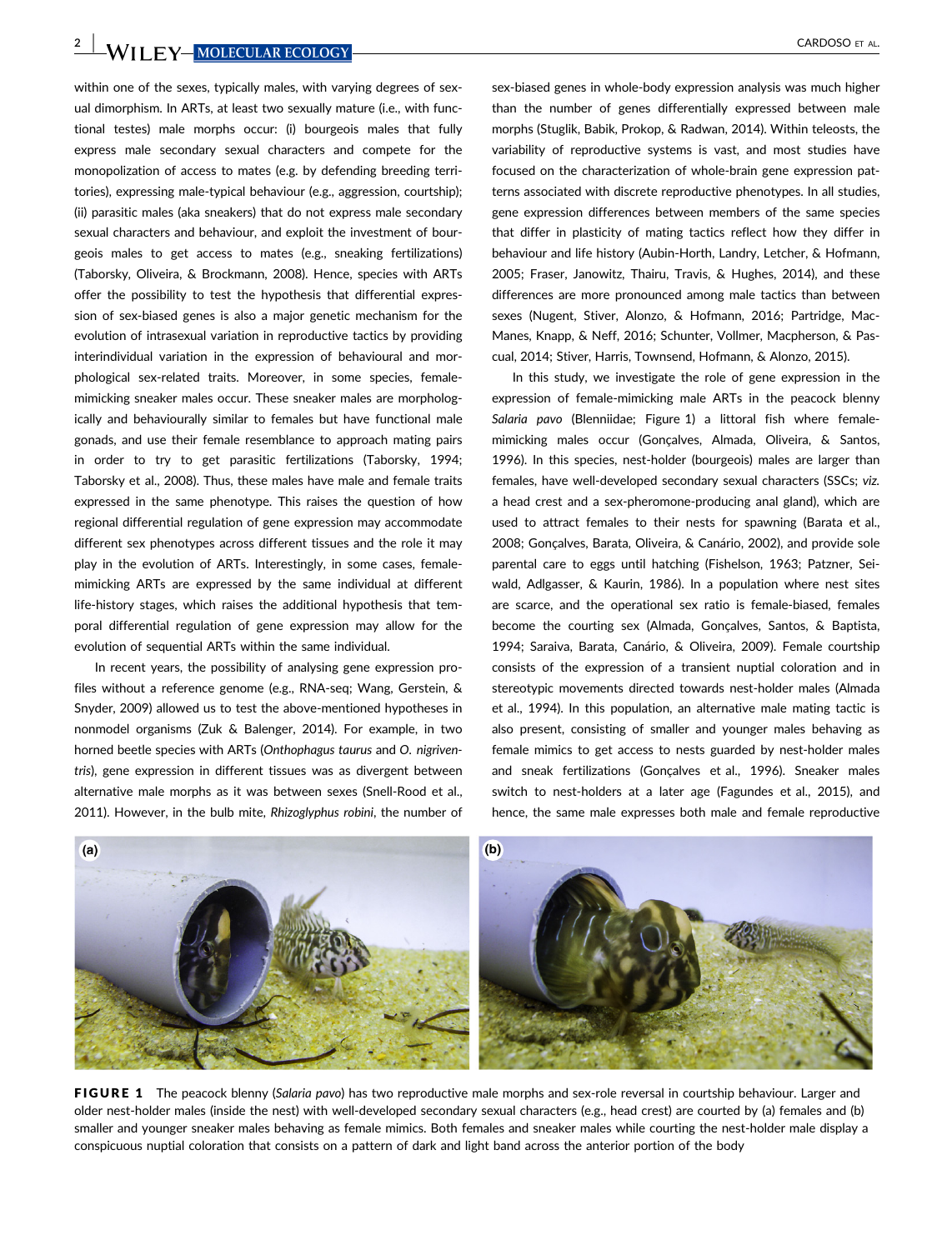within one of the sexes, typically males, with varying degrees of sexual dimorphism. In ARTs, at least two sexually mature (i.e., with functional testes) male morphs occur: (i) bourgeois males that fully express male secondary sexual characters and compete for the monopolization of access to mates (e.g. by defending breeding territories), expressing male-typical behaviour (e.g., aggression, courtship); (ii) parasitic males (aka sneakers) that do not express male secondary sexual characters and behaviour, and exploit the investment of bourgeois males to get access to mates (e.g., sneaking fertilizations) (Taborsky, Oliveira, & Brockmann, 2008). Hence, species with ARTs offer the possibility to test the hypothesis that differential expression of sex-biased genes is also a major genetic mechanism for the evolution of intrasexual variation in reproductive tactics by providing interindividual variation in the expression of behavioural and morphological sex-related traits. Moreover, in some species, female-mimicking sneaker males occur. These sneaker males are morphologically and behaviourally similar to females but have functional male gonads, and use their female resemblance to approach mating pairs in order to try to get parasitic fertilizations (Taborsky, 1994; Taborsky et al., 2008). Thus, these males have male and female traits expressed in the same phenotype. This raises the question of how regional differential regulation of gene expression may accommodate different sex phenotypes across different tissues and the role it may play in the evolution of ARTs. Interestingly, in some cases, female-mimicking ARTs are expressed by the same individual at different life-history stages, which raises the additional hypothesis that temporal differential regulation of gene expression may allow for the evolution of sequential ARTs within the same individual.

In recent years, the possibility of analysing gene expression profiles without a reference genome (e.g., RNA-seq; Wang, Gerstein, & Snyder, 2009) allowed us to test the above-mentioned hypotheses in nonmodel organisms (Zuk & Balenger, 2014). For example, in two horned beetle species with ARTs (*Onthophagus taurus* and *O. nigriventris*), gene expression in different tissues was as divergent between alternative male morphs as it was between sexes (Snell-Rood et al., 2011). However, in the bulb mite, *Rhizoglyphus robini*, the number of sex-biased genes in whole-body expression analysis was much higher than the number of genes differentially expressed between male morphs (Stuglik, Babik, Prokop, & Radwan, 2014). Within teleosts, the variability of reproductive systems is vast, and most studies have focused on the characterization of whole-brain gene expression patterns associated with discrete reproductive phenotypes. In all studies, gene expression differences between members of the same species that differ in plasticity of mating tactics reflect how they differ in behaviour and life history (Aubin-Horth, Landry, Letcher, & Hofmann, 2005; Fraser, Janowitz, Thairu, Travis, & Hughes, 2014), and these differences are more pronounced among male tactics than between sexes (Nugent, Stiver, Alonzo, & Hofmann, 2016; Partridge, MacManes, Knapp, & Neff, 2016; Schunter, Vollmer, Macpherson, & Pascual, 2014; Stiver, Harris, Townsend, Hofmann, & Alonzo, 2015).

In this study, we investigate the role of gene expression in the expression of female-mimicking male ARTs in the peacock blenny *Salaria pavo* (Blenniidae; Figure 1) a littoral fish where female-mimicking males occur (Gonçalves, Almada, Oliveira, & Santos, 1996). In this species, nest-holder (bourgeois) males are larger than females, have well-developed secondary sexual characters (SSCs; *viz.* a head crest and a sex-pheromone-producing anal gland), which are used to attract females to their nests for spawning (Barata et al., 2008; Gonçalves, Barata, Oliveira, & Canário, 2002), and provide sole parental care to eggs until hatching (Fishelson, 1963; Patzner, Seiwald, Adlgasser, & Kaurin, 1986). In a population where nest sites are scarce, and the operational sex ratio is female-biased, females become the courting sex (Almada, Gonçalves, Santos, & Baptista, 1994; Saraiva, Barata, Canário, & Oliveira, 2009). Female courtship consists of the expression of a transient nuptial coloration and in stereotypic movements directed towards nest-holder males (Almada et al., 1994). In this population, an alternative male mating tactic is also present, consisting of smaller and younger males behaving as female mimics to get access to nests guarded by nest-holder males and sneak fertilizations (Gonçalves et al., 1996). Sneaker males switch to nest-holders at a later age (Fagundes et al., 2015), and hence, the same male expresses both male and female reproductive

**FIGURE 1** The peacock blenny (*Salaria pavo*) has two reproductive male morphs and sex-role reversal in courtship behaviour. Larger and older nest-holder males (inside the nest) with well-developed secondary sexual characters (e.g., head crest) are courted by (a) females and (b) smaller and younger sneaker males behaving as female mimics. Both females and sneaker males while courting the nest-holder male display a conspicuous nuptial coloration that consists on a pattern of dark and light band across the anterior portion of the body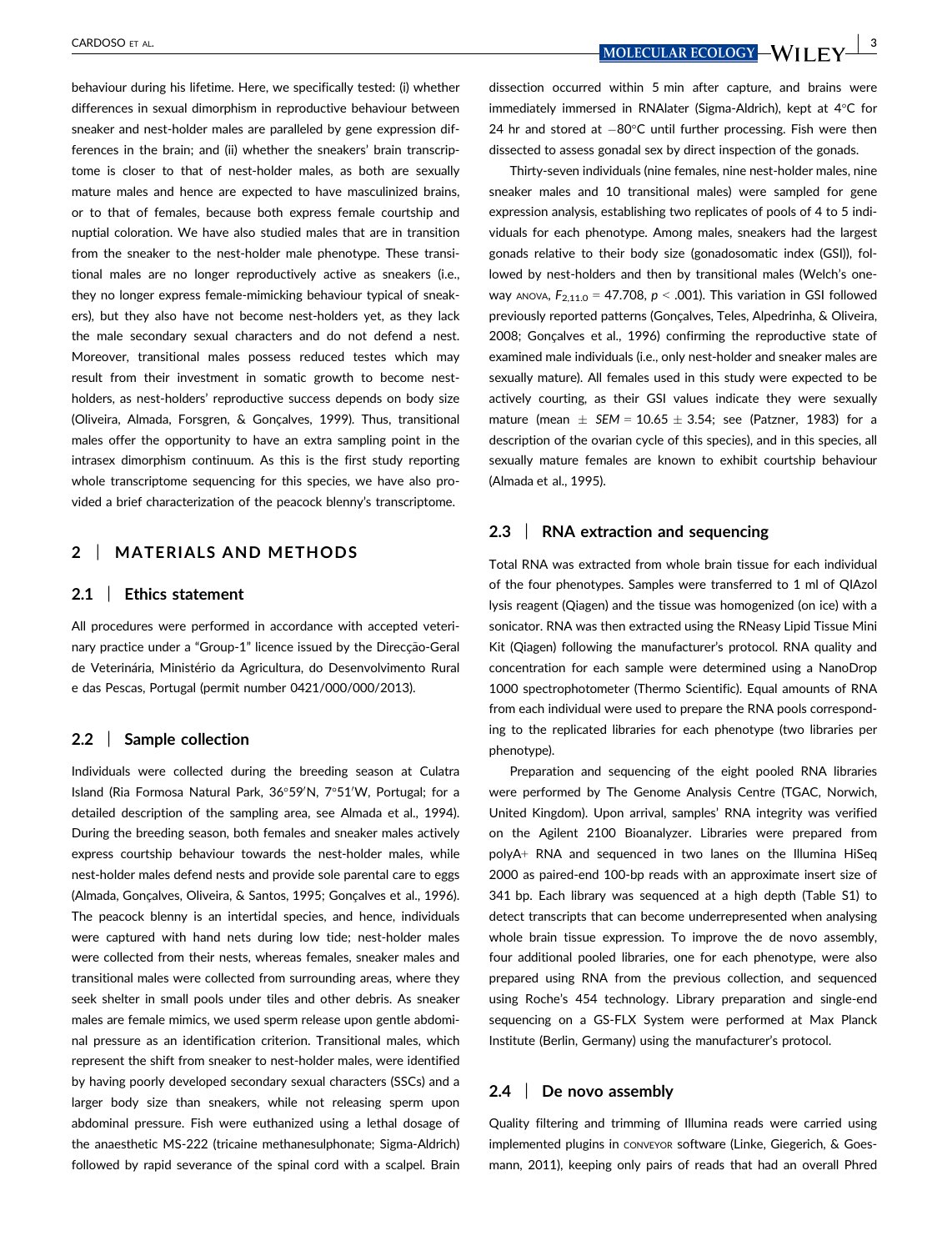behaviour during his lifetime. Here, we specifically tested: (i) whether differences in sexual dimorphism in reproductive behaviour between sneaker and nest-holder males are paralleled by gene expression differences in the brain; and (ii) whether the sneakers' brain transcriptome is closer to that of nest-holder males, as both are sexually mature males and hence are expected to have masculinized brains, or to that of females, because both express female courtship and nuptial coloration. We have also studied males that are in transition from the sneaker to the nest-holder male phenotype. These transitional males are no longer reproductively active as sneakers (i.e., they no longer express female-mimicking behaviour typical of sneakers), but they also have not become nest-holders yet, as they lack the male secondary sexual characters and do not defend a nest. Moreover, transitional males possess reduced testes which may result from their investment in somatic growth to become nest-holders, as nest-holders' reproductive success depends on body size (Oliveira, Almada, Forsgren, & Gonçalves, 1999). Thus, transitional males offer the opportunity to have an extra sampling point in the intrasex dimorphism continuum. As this is the first study reporting whole transcriptome sequencing for this species, we have also provided a brief characterization of the peacock blenny's transcriptome.

## 2 | MATERIALS AND METHODS

### 2.1 | Ethics statement

All procedures were performed in accordance with accepted veterinary practice under a "Group-1" licence issued by the Direcção-Geral de Veterinária, Ministério da Agricultura, do Desenvolvimento Rural e das Pescas, Portugal (permit number 0421/000/000/2013).

### 2.2 | Sample collection

Individuals were collected during the breeding season at Culatra Island (Ria Formosa Natural Park, 36°59′N, 7°51′W, Portugal; for a detailed description of the sampling area, see Almada et al., 1994). During the breeding season, both females and sneaker males actively express courtship behaviour towards the nest-holder males, while nest-holder males defend nests and provide sole parental care to eggs (Almada, Gonçalves, Oliveira, & Santos, 1995; Gonçalves et al., 1996). The peacock blenny is an intertidal species, and hence, individuals were captured with hand nets during low tide; nest-holder males were collected from their nests, whereas females, sneaker males and transitional males were collected from surrounding areas, where they seek shelter in small pools under tiles and other debris. As sneaker males are female mimics, we used sperm release upon gentle abdominal pressure as an identification criterion. Transitional males, which represent the shift from sneaker to nest-holder males, were identified by having poorly developed secondary sexual characters (SSCs) and a larger body size than sneakers, while not releasing sperm upon abdominal pressure. Fish were euthanized using a lethal dosage of the anaesthetic MS-222 (tricaine methanesulphonate; Sigma-Aldrich) followed by rapid severance of the spinal cord with a scalpel. Brain dissection occurred within 5 min after capture, and brains were immediately immersed in RNAlater (Sigma-Aldrich), kept at 4°C for 24 hr and stored at −80°C until further processing. Fish were then dissected to assess gonadal sex by direct inspection of the gonads.

Thirty-seven individuals (nine females, nine nest-holder males, nine sneaker males and 10 transitional males) were sampled for gene expression analysis, establishing two replicates of pools of 4 to 5 individuals for each phenotype. Among males, sneakers had the largest gonads relative to their body size (gonadosomatic index (GSI)), followed by nest-holders and then by transitional males (Welch's one-way ANOVA, $F_{2,11.0} = 47.708$, $p < .001$). This variation in GSI followed previously reported patterns (Gonçalves, Teles, Alpedrinha, & Oliveira, 2008; Gonçalves et al., 1996) confirming the reproductive state of examined male individuals (i.e., only nest-holder and sneaker males are sexually mature). All females used in this study were expected to be actively courting, as their GSI values indicate they were sexually mature (mean ± *SEM* = 10.65 ± 3.54; see (Patzner, 1983) for a description of the ovarian cycle of this species), and in this species, all sexually mature females are known to exhibit courtship behaviour (Almada et al., 1995).

### 2.3 | RNA extraction and sequencing

Total RNA was extracted from whole brain tissue for each individual of the four phenotypes. Samples were transferred to 1 ml of QIAzol lysis reagent (Qiagen) and the tissue was homogenized (on ice) with a sonicator. RNA was then extracted using the RNeasy Lipid Tissue Mini Kit (Qiagen) following the manufacturer's protocol. RNA quality and concentration for each sample were determined using a NanoDrop 1000 spectrophotometer (Thermo Scientific). Equal amounts of RNA from each individual were used to prepare the RNA pools corresponding to the replicated libraries for each phenotype (two libraries per phenotype).

Preparation and sequencing of the eight pooled RNA libraries were performed by The Genome Analysis Centre (TGAC, Norwich, United Kingdom). Upon arrival, samples' RNA integrity was verified on the Agilent 2100 Bioanalyzer. Libraries were prepared from polyA+ RNA and sequenced in two lanes on the Illumina HiSeq 2000 as paired-end 100-bp reads with an approximate insert size of 341 bp. Each library was sequenced at a high depth (Table S1) to detect transcripts that can become underrepresented when analysing whole brain tissue expression. To improve the de novo assembly, four additional pooled libraries, one for each phenotype, were also prepared using RNA from the previous collection, and sequenced using Roche's 454 technology. Library preparation and single-end sequencing on a GS-FLX System were performed at Max Planck Institute (Berlin, Germany) using the manufacturer's protocol.

### 2.4 | De novo assembly

Quality filtering and trimming of Illumina reads were carried using implemented plugins in CONVEYOR software (Linke, Giegerich, & Goesmann, 2011), keeping only pairs of reads that had an overall Phred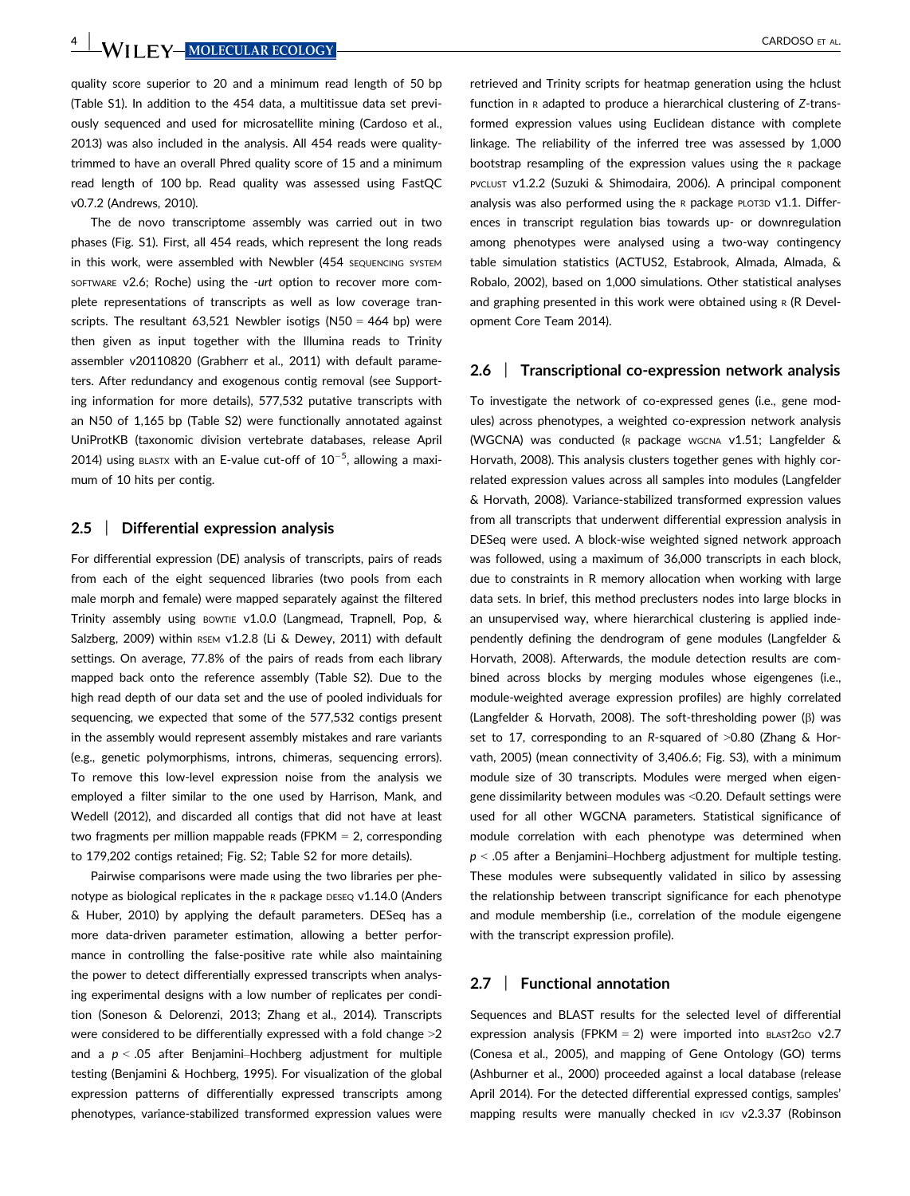quality score superior to 20 and a minimum read length of 50 bp (Table S1). In addition to the 454 data, a multitissue data set previously sequenced and used for microsatellite mining (Cardoso et al., 2013) was also included in the analysis. All 454 reads were quality-trimmed to have an overall Phred quality score of 15 and a minimum read length of 100 bp. Read quality was assessed using FastQC v0.7.2 (Andrews, 2010).

The de novo transcriptome assembly was carried out in two phases (Fig. S1). First, all 454 reads, which represent the long reads in this work, were assembled with Newbler (454 SEQUENCING SYSTEM SOFTWARE v2.6; Roche) using the *-urt* option to recover more complete representations of transcripts as well as low coverage transcripts. The resultant 63,521 Newbler isotigs (N50 = 464 bp) were then given as input together with the Illumina reads to Trinity assembler v20110820 (Grabherr et al., 2011) with default parameters. After redundancy and exogenous contig removal (see Supporting information for more details), 577,532 putative transcripts with an N50 of 1,165 bp (Table S2) were functionally annotated against UniProtKB (taxonomic division vertebrate databases, release April 2014) using BLASTX with an E-value cut-off of $10^{-5}$, allowing a maximum of 10 hits per contig.

## 2.5 | Differential expression analysis

For differential expression (DE) analysis of transcripts, pairs of reads from each of the eight sequenced libraries (two pools from each male morph and female) were mapped separately against the filtered Trinity assembly using BOWTIE v1.0.0 (Langmead, Trapnell, Pop, & Salzberg, 2009) within RSEM v1.2.8 (Li & Dewey, 2011) with default settings. On average, 77.8% of the pairs of reads from each library mapped back onto the reference assembly (Table S2). Due to the high read depth of our data set and the use of pooled individuals for sequencing, we expected that some of the 577,532 contigs present in the assembly would represent assembly mistakes and rare variants (e.g., genetic polymorphisms, introns, chimeras, sequencing errors). To remove this low-level expression noise from the analysis we employed a filter similar to the one used by Harrison, Mank, and Wedell (2012), and discarded all contigs that did not have at least two fragments per million mappable reads (FPKM = 2, corresponding to 179,202 contigs retained; Fig. S2; Table S2 for more details).

Pairwise comparisons were made using the two libraries per phenotype as biological replicates in the R package DESEQ v1.14.0 (Anders & Huber, 2010) by applying the default parameters. DESeq has a more data-driven parameter estimation, allowing a better performance in controlling the false-positive rate while also maintaining the power to detect differentially expressed transcripts when analysing experimental designs with a low number of replicates per condition (Soneson & Delorenzi, 2013; Zhang et al., 2014). Transcripts were considered to be differentially expressed with a fold change >2 and a $p < .05$ after Benjamini–Hochberg adjustment for multiple testing (Benjamini & Hochberg, 1995). For visualization of the global expression patterns of differentially expressed transcripts among phenotypes, variance-stabilized transformed expression values were retrieved and Trinity scripts for heatmap generation using the hclust function in R adapted to produce a hierarchical clustering of *Z*-transformed expression values using Euclidean distance with complete linkage. The reliability of the inferred tree was assessed by 1,000 bootstrap resampling of the expression values using the R package PVCLUST v1.2.2 (Suzuki & Shimodaira, 2006). A principal component analysis was also performed using the R package PLOT3D v1.1. Differences in transcript regulation bias towards up- or downregulation among phenotypes were analysed using a two-way contingency table simulation statistics (ACTUS2, Estabrook, Almada, Almada, & Robalo, 2002), based on 1,000 simulations. Other statistical analyses and graphing presented in this work were obtained using R (R Development Core Team 2014).

## 2.6 | Transcriptional co-expression network analysis

To investigate the network of co-expressed genes (i.e., gene modules) across phenotypes, a weighted co-expression network analysis (WGCNA) was conducted (R package WGCNA v1.51; Langfelder & Horvath, 2008). This analysis clusters together genes with highly correlated expression values across all samples into modules (Langfelder & Horvath, 2008). Variance-stabilized transformed expression values from all transcripts that underwent differential expression analysis in DESeq were used. A block-wise weighted signed network approach was followed, using a maximum of 36,000 transcripts in each block, due to constraints in R memory allocation when working with large data sets. In brief, this method preclusters nodes into large blocks in an unsupervised way, where hierarchical clustering is applied independently defining the dendrogram of gene modules (Langfelder & Horvath, 2008). Afterwards, the module detection results are combined across blocks by merging modules whose eigengenes (i.e., module-weighted average expression profiles) are highly correlated (Langfelder & Horvath, 2008). The soft-thresholding power ($\beta$) was set to 17, corresponding to an *R*-squared of >0.80 (Zhang & Horvath, 2005) (mean connectivity of 3,406.6; Fig. S3), with a minimum module size of 30 transcripts. Modules were merged when eigengene dissimilarity between modules was <0.20. Default settings were used for all other WGCNA parameters. Statistical significance of module correlation with each phenotype was determined when $p < .05$ after a Benjamini–Hochberg adjustment for multiple testing. These modules were subsequently validated in silico by assessing the relationship between transcript significance for each phenotype and module membership (i.e., correlation of the module eigengene with the transcript expression profile).

## 2.7 | Functional annotation

Sequences and BLAST results for the selected level of differential expression analysis (FPKM = 2) were imported into BLAST2GO v2.7 (Conesa et al., 2005), and mapping of Gene Ontology (GO) terms (Ashburner et al., 2000) proceeded against a local database (release April 2014). For the detected differential expressed contigs, samples' mapping results were manually checked in IGV v2.3.37 (Robinson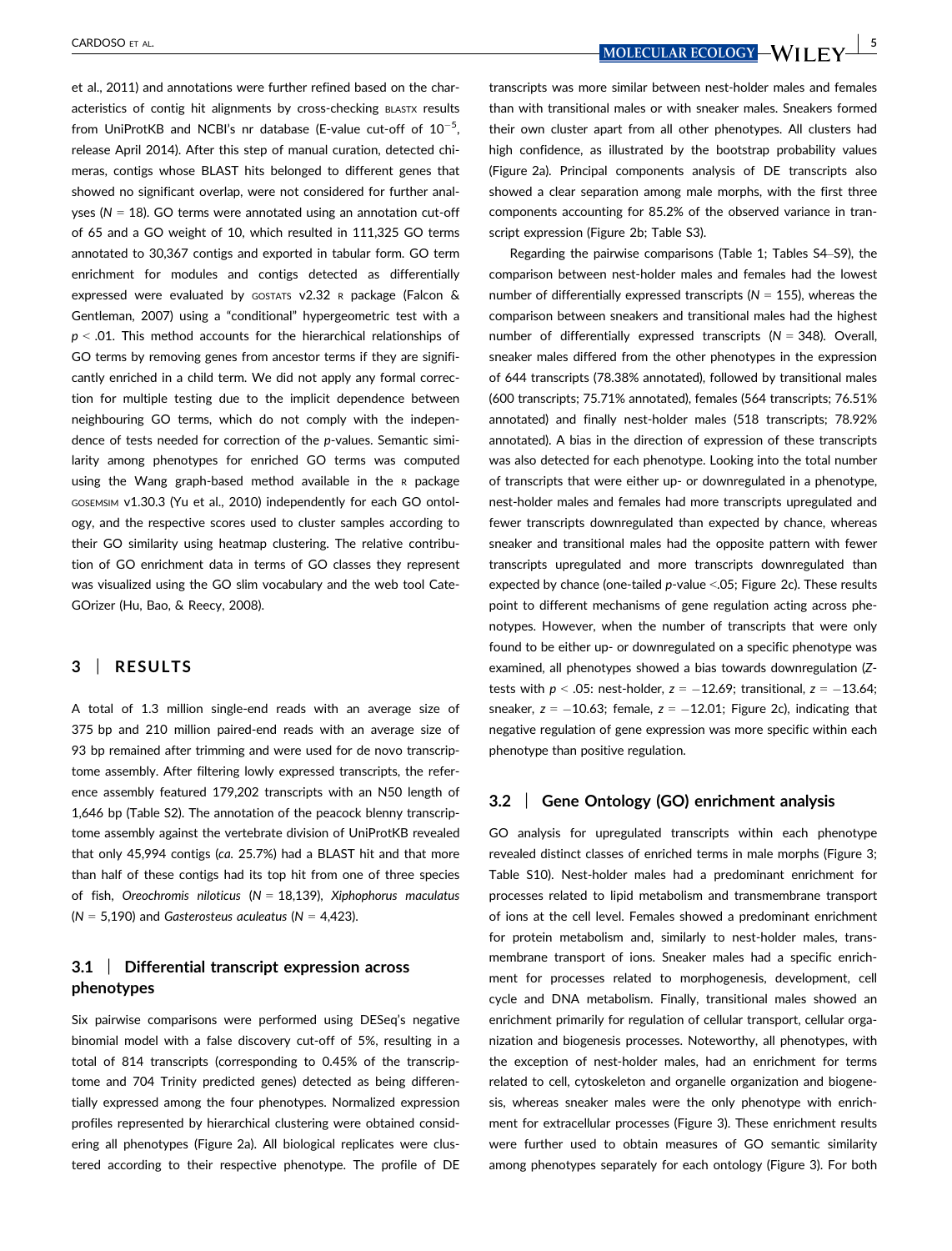et al., 2011) and annotations were further refined based on the characteristics of contig hit alignments by cross-checking BLASTX results from UniProtKB and NCBI's nr database (E-value cut-off of $10^{-5}$, release April 2014). After this step of manual curation, detected chimeras, contigs whose BLAST hits belonged to different genes that showed no significant overlap, were not considered for further analyses ($N = 18$). GO terms were annotated using an annotation cut-off of 65 and a GO weight of 10, which resulted in 111,325 GO terms annotated to 30,367 contigs and exported in tabular form. GO term enrichment for modules and contigs detected as differentially expressed were evaluated by GOSTATS v2.32 R package (Falcon & Gentleman, 2007) using a "conditional" hypergeometric test with a $p < .01$. This method accounts for the hierarchical relationships of GO terms by removing genes from ancestor terms if they are significantly enriched in a child term. We did not apply any formal correction for multiple testing due to the implicit dependence between neighbouring GO terms, which do not comply with the independence of tests needed for correction of the $p$-values. Semantic similarity among phenotypes for enriched GO terms was computed using the Wang graph-based method available in the R package GOSEMSIM v1.30.3 (Yu et al., 2010) independently for each GO ontology, and the respective scores used to cluster samples according to their GO similarity using heatmap clustering. The relative contribution of GO enrichment data in terms of GO classes they represent was visualized using the GO slim vocabulary and the web tool CateGOrizer (Hu, Bao, & Reecy, 2008).

## 3 | RESULTS

A total of 1.3 million single-end reads with an average size of 375 bp and 210 million paired-end reads with an average size of 93 bp remained after trimming and were used for de novo transcriptome assembly. After filtering lowly expressed transcripts, the reference assembly featured 179,202 transcripts with an N50 length of 1,646 bp (Table S2). The annotation of the peacock blenny transcriptome assembly against the vertebrate division of UniProtKB revealed that only 45,994 contigs (*ca.* 25.7%) had a BLAST hit and that more than half of these contigs had its top hit from one of three species of fish, *Oreochromis niloticus* ($N = 18{,}139$), *Xiphophorus maculatus* ($N = 5{,}190$) and *Gasterosteus aculeatus* ($N = 4{,}423$).

### 3.1 | Differential transcript expression across phenotypes

Six pairwise comparisons were performed using DESeq's negative binomial model with a false discovery cut-off of 5%, resulting in a total of 814 transcripts (corresponding to 0.45% of the transcriptome and 704 Trinity predicted genes) detected as being differentially expressed among the four phenotypes. Normalized expression profiles represented by hierarchical clustering were obtained considering all phenotypes (Figure 2a). All biological replicates were clustered according to their respective phenotype. The profile of DE transcripts was more similar between nest-holder males and females than with transitional males or with sneaker males. Sneakers formed their own cluster apart from all other phenotypes. All clusters had high confidence, as illustrated by the bootstrap probability values (Figure 2a). Principal components analysis of DE transcripts also showed a clear separation among male morphs, with the first three components accounting for 85.2% of the observed variance in transcript expression (Figure 2b; Table S3).

Regarding the pairwise comparisons (Table 1; Tables S4–S9), the comparison between nest-holder males and females had the lowest number of differentially expressed transcripts ($N = 155$), whereas the comparison between sneakers and transitional males had the highest number of differentially expressed transcripts ($N = 348$). Overall, sneaker males differed from the other phenotypes in the expression of 644 transcripts (78.38% annotated), followed by transitional males (600 transcripts; 75.71% annotated), females (564 transcripts; 76.51% annotated) and finally nest-holder males (518 transcripts; 78.92% annotated). A bias in the direction of expression of these transcripts was also detected for each phenotype. Looking into the total number of transcripts that were either up- or downregulated in a phenotype, nest-holder males and females had more transcripts upregulated and fewer transcripts downregulated than expected by chance, whereas sneaker and transitional males had the opposite pattern with fewer transcripts upregulated and more transcripts downregulated than expected by chance (one-tailed $p$-value <.05; Figure 2c). These results point to different mechanisms of gene regulation acting across phenotypes. However, when the number of transcripts that were only found to be either up- or downregulated on a specific phenotype was examined, all phenotypes showed a bias towards downregulation ($Z$-tests with $p < .05$: nest-holder, $z = -12.69$; transitional, $z = -13.64$; sneaker, $z = -10.63$; female, $z = -12.01$; Figure 2c), indicating that negative regulation of gene expression was more specific within each phenotype than positive regulation.

### 3.2 | Gene Ontology (GO) enrichment analysis

GO analysis for upregulated transcripts within each phenotype revealed distinct classes of enriched terms in male morphs (Figure 3; Table S10). Nest-holder males had a predominant enrichment for processes related to lipid metabolism and transmembrane transport of ions at the cell level. Females showed a predominant enrichment for protein metabolism and, similarly to nest-holder males, transmembrane transport of ions. Sneaker males had a specific enrichment for processes related to morphogenesis, development, cell cycle and DNA metabolism. Finally, transitional males showed an enrichment primarily for regulation of cellular transport, cellular organization and biogenesis processes. Noteworthy, all phenotypes, with the exception of nest-holder males, had an enrichment for terms related to cell, cytoskeleton and organelle organization and biogenesis, whereas sneaker males were the only phenotype with enrichment for extracellular processes (Figure 3). These enrichment results were further used to obtain measures of GO semantic similarity among phenotypes separately for each ontology (Figure 3). For both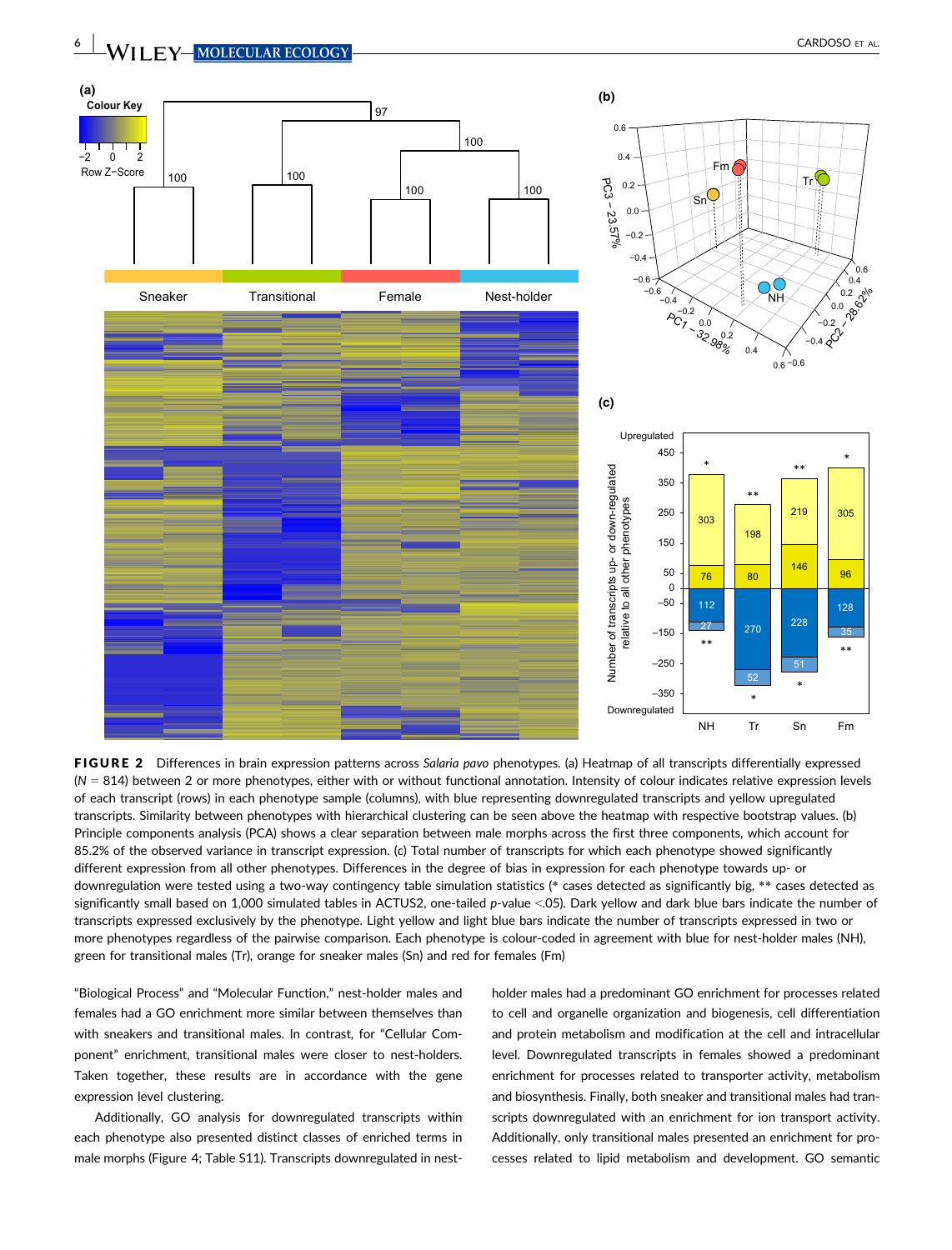**FIGURE 2** Differences in brain expression patterns across *Salaria pavo* phenotypes. (a) Heatmap of all transcripts differentially expressed ($N$ = 814) between 2 or more phenotypes, either with or without functional annotation. Intensity of colour indicates relative expression levels of each transcript (rows) in each phenotype sample (columns), with blue representing downregulated transcripts and yellow upregulated transcripts. Similarity between phenotypes with hierarchical clustering can be seen above the heatmap with respective bootstrap values. (b) Principle components analysis (PCA) shows a clear separation between male morphs across the first three components, which account for 85.2% of the observed variance in transcript expression. (c) Total number of transcripts for which each phenotype showed significantly different expression from all other phenotypes. Differences in the degree of bias in expression for each phenotype towards up- or downregulation were tested using a two-way contingency table simulation statistics (* cases detected as significantly big, ** cases detected as significantly small based on 1,000 simulated tables in ACTUS2, one-tailed $p$-value <.05). Dark yellow and dark blue bars indicate the number of transcripts expressed exclusively by the phenotype. Light yellow and light blue bars indicate the number of transcripts expressed in two or more phenotypes regardless of the pairwise comparison. Each phenotype is colour-coded in agreement with blue for nest-holder males (NH), green for transitional males (Tr), orange for sneaker males (Sn) and red for females (Fm)

"Biological Process" and "Molecular Function," nest-holder males and females had a GO enrichment more similar between themselves than with sneakers and transitional males. In contrast, for "Cellular Component" enrichment, transitional males were closer to nest-holders. Taken together, these results are in accordance with the gene expression level clustering.

Additionally, GO analysis for downregulated transcripts within each phenotype also presented distinct classes of enriched terms in male morphs (Figure 4; Table S11). Transcripts downregulated in nest-holder males had a predominant GO enrichment for processes related to cell and organelle organization and biogenesis, cell differentiation and protein metabolism and modification at the cell and intracellular level. Downregulated transcripts in females showed a predominant enrichment for processes related to transporter activity, metabolism and biosynthesis. Finally, both sneaker and transitional males had transcripts downregulated with an enrichment for ion transport activity. Additionally, only transitional males presented an enrichment for processes related to lipid metabolism and development. GO semantic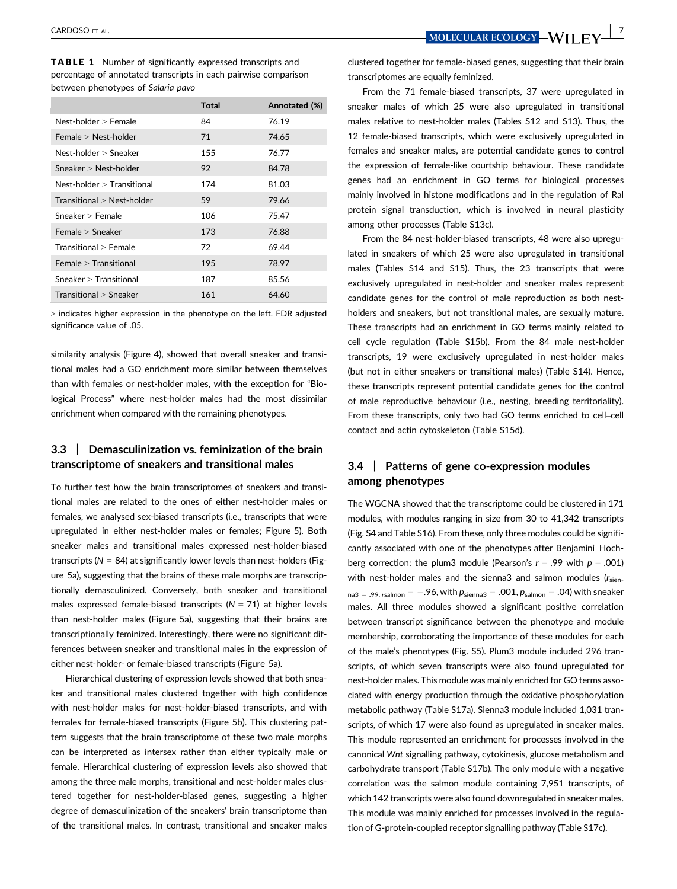**TABLE 1** Number of significantly expressed transcripts and percentage of annotated transcripts in each pairwise comparison between phenotypes of *Salaria pavo*

| | Total | Annotated (%) |
|---|---|---|
| Nest-holder > Female | 84 | 76.19 |
| Female > Nest-holder | 71 | 74.65 |
| Nest-holder > Sneaker | 155 | 76.77 |
| Sneaker > Nest-holder | 92 | 84.78 |
| Nest-holder > Transitional | 174 | 81.03 |
| Transitional > Nest-holder | 59 | 79.66 |
| Sneaker > Female | 106 | 75.47 |
| Female > Sneaker | 173 | 76.88 |
| Transitional > Female | 72 | 69.44 |
| Female > Transitional | 195 | 78.97 |
| Sneaker > Transitional | 187 | 85.56 |
| Transitional > Sneaker | 161 | 64.60 |

> indicates higher expression in the phenotype on the left. FDR adjusted significance value of .05.

similarity analysis (Figure 4), showed that overall sneaker and transitional males had a GO enrichment more similar between themselves than with females or nest-holder males, with the exception for "Biological Process" where nest-holder males had the most dissimilar enrichment when compared with the remaining phenotypes.

## 3.3 | Demasculinization vs. feminization of the brain transcriptome of sneakers and transitional males

To further test how the brain transcriptomes of sneakers and transitional males are related to the ones of either nest-holder males or females, we analysed sex-biased transcripts (i.e., transcripts that were upregulated in either nest-holder males or females; Figure 5). Both sneaker males and transitional males expressed nest-holder-biased transcripts ($N = 84$) at significantly lower levels than nest-holders (Figure 5a), suggesting that the brains of these male morphs are transcriptionally demasculinized. Conversely, both sneaker and transitional males expressed female-biased transcripts ($N = 71$) at higher levels than nest-holder males (Figure 5a), suggesting that their brains are transcriptionally feminized. Interestingly, there were no significant differences between sneaker and transitional males in the expression of either nest-holder- or female-biased transcripts (Figure 5a).

Hierarchical clustering of expression levels showed that both sneaker and transitional males clustered together with high confidence with nest-holder males for nest-holder-biased transcripts, and with females for female-biased transcripts (Figure 5b). This clustering pattern suggests that the brain transcriptome of these two male morphs can be interpreted as intersex rather than either typically male or female. Hierarchical clustering of expression levels also showed that among the three male morphs, transitional and nest-holder males clustered together for nest-holder-biased genes, suggesting a higher degree of demasculinization of the sneakers' brain transcriptome than of the transitional males. In contrast, transitional and sneaker males clustered together for female-biased genes, suggesting that their brain transcriptomes are equally feminized.

From the 71 female-biased transcripts, 37 were upregulated in sneaker males of which 25 were also upregulated in transitional males relative to nest-holder males (Tables S12 and S13). Thus, the 12 female-biased transcripts, which were exclusively upregulated in females and sneaker males, are potential candidate genes to control the expression of female-like courtship behaviour. These candidate genes had an enrichment in GO terms for biological processes mainly involved in histone modifications and in the regulation of Ral protein signal transduction, which is involved in neural plasticity among other processes (Table S13c).

From the 84 nest-holder-biased transcripts, 48 were also upregulated in sneakers of which 25 were also upregulated in transitional males (Tables S14 and S15). Thus, the 23 transcripts that were exclusively upregulated in nest-holder and sneaker males represent candidate genes for the control of male reproduction as both nest-holders and sneakers, but not transitional males, are sexually mature. These transcripts had an enrichment in GO terms mainly related to cell cycle regulation (Table S15b). From the 84 male nest-holder transcripts, 19 were exclusively upregulated in nest-holder males (but not in either sneakers or transitional males) (Table S14). Hence, these transcripts represent potential candidate genes for the control of male reproductive behaviour (i.e., nesting, breeding territoriality). From these transcripts, only two had GO terms enriched to cell–cell contact and actin cytoskeleton (Table S15d).

## 3.4 | Patterns of gene co-expression modules among phenotypes

The WGCNA showed that the transcriptome could be clustered in 171 modules, with modules ranging in size from 30 to 41,342 transcripts (Fig. S4 and Table S16). From these, only three modules could be significantly associated with one of the phenotypes after Benjamini–Hochberg correction: the plum3 module (Pearson's $r = .99$ with $p = .001$) with nest-holder males and the sienna3 and salmon modules ($r_{sienna3} = .99$, $r_{salmon} = -.96$, with $p_{sienna3} = .001$, $p_{salmon} = .04$) with sneaker males. All three modules showed a significant positive correlation between transcript significance between the phenotype and module membership, corroborating the importance of these modules for each of the male's phenotypes (Fig. S5). Plum3 module included 296 transcripts, of which seven transcripts were also found upregulated for nest-holder males. This module was mainly enriched for GO terms associated with energy production through the oxidative phosphorylation metabolic pathway (Table S17a). Sienna3 module included 1,031 transcripts, of which 17 were also found as upregulated in sneaker males. This module represented an enrichment for processes involved in the canonical *Wnt* signalling pathway, cytokinesis, glucose metabolism and carbohydrate transport (Table S17b). The only module with a negative correlation was the salmon module containing 7,951 transcripts, of which 142 transcripts were also found downregulated in sneaker males. This module was mainly enriched for processes involved in the regulation of G-protein-coupled receptor signalling pathway (Table S17c).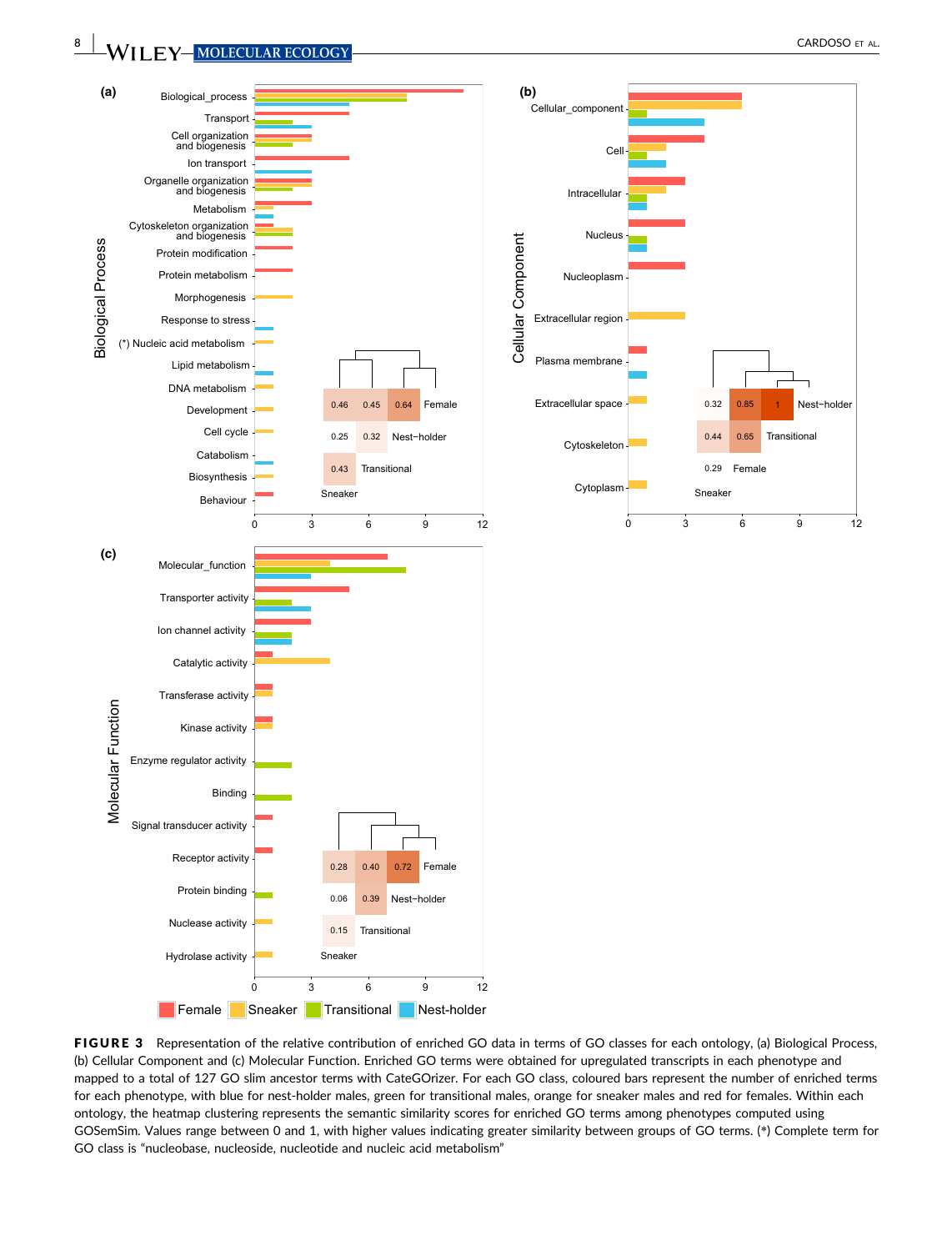FIGURE 3 Representation of the relative contribution of enriched GO data in terms of GO classes for each ontology, (a) Biological Process, (b) Cellular Component and (c) Molecular Function. Enriched GO terms were obtained for upregulated transcripts in each phenotype and mapped to a total of 127 GO slim ancestor terms with CateGOrizer. For each GO class, coloured bars represent the number of enriched terms for each phenotype, with blue for nest-holder males, green for transitional males, orange for sneaker males and red for females. Within each ontology, the heatmap clustering represents the semantic similarity scores for enriched GO terms among phenotypes computed using GOSemSim. Values range between 0 and 1, with higher values indicating greater similarity between groups of GO terms. (*) Complete term for GO class is "nucleobase, nucleoside, nucleotide and nucleic acid metabolism"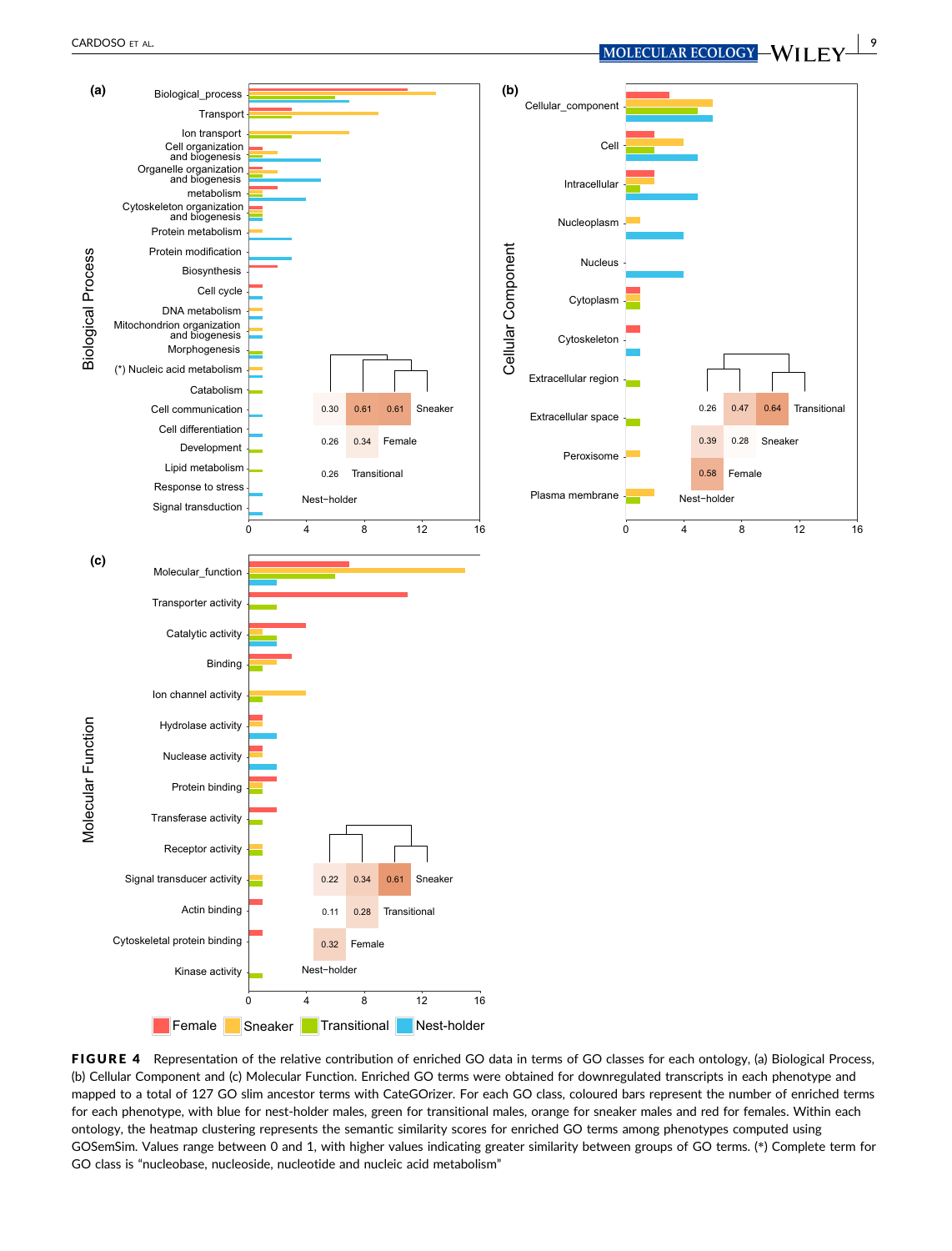**FIGURE 4** Representation of the relative contribution of enriched GO data in terms of GO classes for each ontology, (a) Biological Process, (b) Cellular Component and (c) Molecular Function. Enriched GO terms were obtained for downregulated transcripts in each phenotype and mapped to a total of 127 GO slim ancestor terms with CateGOrizer. For each GO class, coloured bars represent the number of enriched terms for each phenotype, with blue for nest-holder males, green for transitional males, orange for sneaker males and red for females. Within each ontology, the heatmap clustering represents the semantic similarity scores for enriched GO terms among phenotypes computed using GOSemSim. Values range between 0 and 1, with higher values indicating greater similarity between groups of GO terms. (*) Complete term for GO class is "nucleobase, nucleoside, nucleotide and nucleic acid metabolism"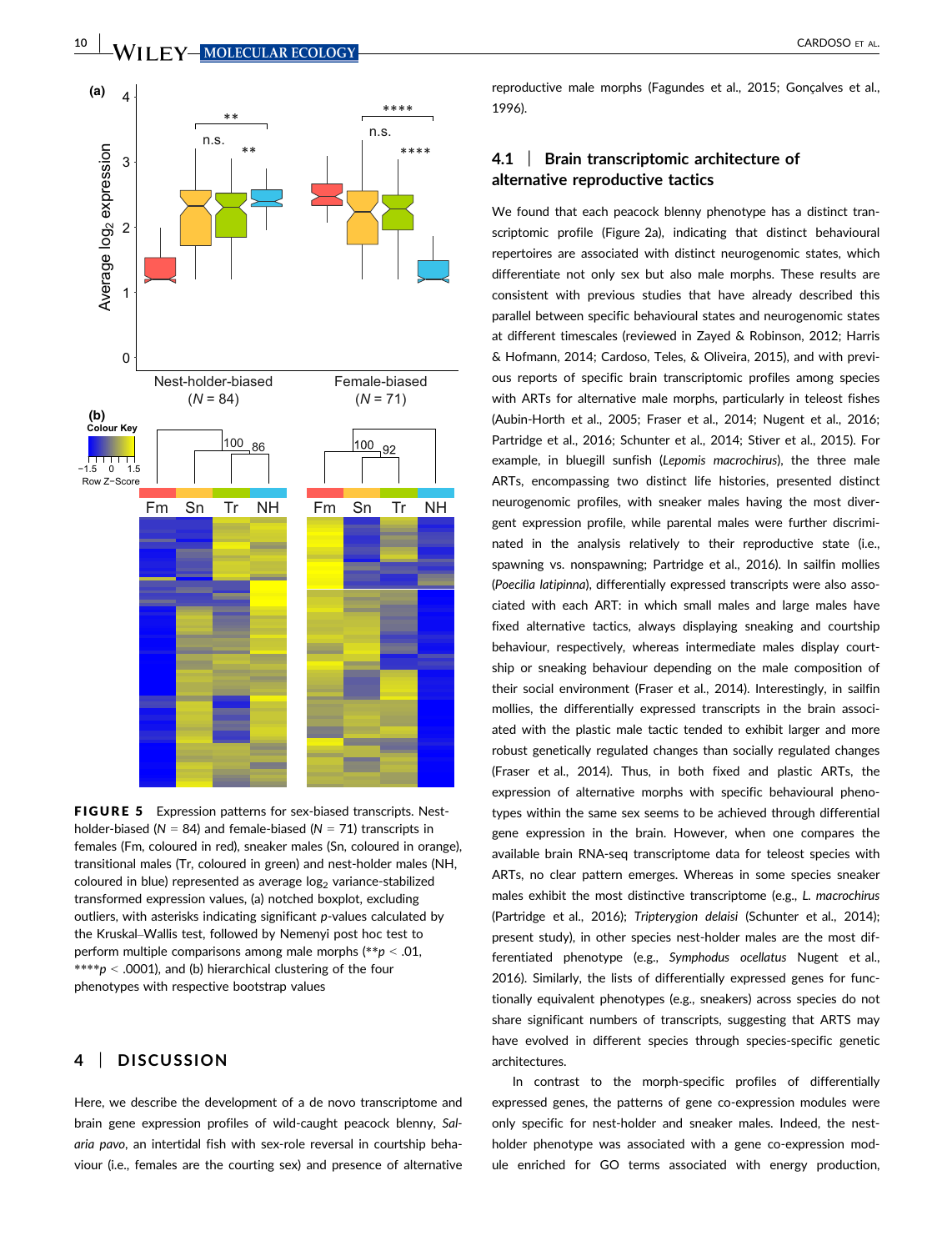**FIGURE 5** Expression patterns for sex-biased transcripts. Nest-holder-biased ($N$ = 84) and female-biased ($N$ = 71) transcripts in females (Fm, coloured in red), sneaker males (Sn, coloured in orange), transitional males (Tr, coloured in green) and nest-holder males (NH, coloured in blue) represented as average $\log_2$ variance-stabilized transformed expression values, (a) notched boxplot, excluding outliers, with asterisks indicating significant $p$-values calculated by the Kruskal–Wallis test, followed by Nemenyi post hoc test to perform multiple comparisons among male morphs (**$p < .01$, ****$p < .0001$), and (b) hierarchical clustering of the four phenotypes with respective bootstrap values

## 4 | DISCUSSION

Here, we describe the development of a de novo transcriptome and brain gene expression profiles of wild-caught peacock blenny, *Salaria pavo*, an intertidal fish with sex-role reversal in courtship behaviour (i.e., females are the courting sex) and presence of alternative reproductive male morphs (Fagundes et al., 2015; Gonçalves et al., 1996).

### 4.1 | Brain transcriptomic architecture of alternative reproductive tactics

We found that each peacock blenny phenotype has a distinct transcriptomic profile (Figure 2a), indicating that distinct behavioural repertoires are associated with distinct neurogenomic states, which differentiate not only sex but also male morphs. These results are consistent with previous studies that have already described this parallel between specific behavioural states and neurogenomic states at different timescales (reviewed in Zayed & Robinson, 2012; Harris & Hofmann, 2014; Cardoso, Teles, & Oliveira, 2015), and with previous reports of specific brain transcriptomic profiles among species with ARTs for alternative male morphs, particularly in teleost fishes (Aubin-Horth et al., 2005; Fraser et al., 2014; Nugent et al., 2016; Partridge et al., 2016; Schunter et al., 2014; Stiver et al., 2015). For example, in bluegill sunfish (*Lepomis macrochirus*), the three male ARTs, encompassing two distinct life histories, presented distinct neurogenomic profiles, with sneaker males having the most divergent expression profile, while parental males were further discriminated in the analysis relatively to their reproductive state (i.e., spawning vs. nonspawning; Partridge et al., 2016). In sailfin mollies (*Poecilia latipinna*), differentially expressed transcripts were also associated with each ART: in which small males and large males have fixed alternative tactics, always displaying sneaking and courtship behaviour, respectively, whereas intermediate males display courtship or sneaking behaviour depending on the male composition of their social environment (Fraser et al., 2014). Interestingly, in sailfin mollies, the differentially expressed transcripts in the brain associated with the plastic male tactic tended to exhibit larger and more robust genetically regulated changes than socially regulated changes (Fraser et al., 2014). Thus, in both fixed and plastic ARTs, the expression of alternative morphs with specific behavioural phenotypes within the same sex seems to be achieved through differential gene expression in the brain. However, when one compares the available brain RNA-seq transcriptome data for teleost species with ARTs, no clear pattern emerges. Whereas in some species sneaker males exhibit the most distinctive transcriptome (e.g., *L. macrochirus* (Partridge et al., 2016); *Tripterygion delaisi* (Schunter et al., 2014); present study), in other species nest-holder males are the most differentiated phenotype (e.g., *Symphodus ocellatus* Nugent et al., 2016). Similarly, the lists of differentially expressed genes for functionally equivalent phenotypes (e.g., sneakers) across species do not share significant numbers of transcripts, suggesting that ARTS may have evolved in different species through species-specific genetic architectures.

In contrast to the morph-specific profiles of differentially expressed genes, the patterns of gene co-expression modules were only specific for nest-holder and sneaker males. Indeed, the nest-holder phenotype was associated with a gene co-expression module enriched for GO terms associated with energy production,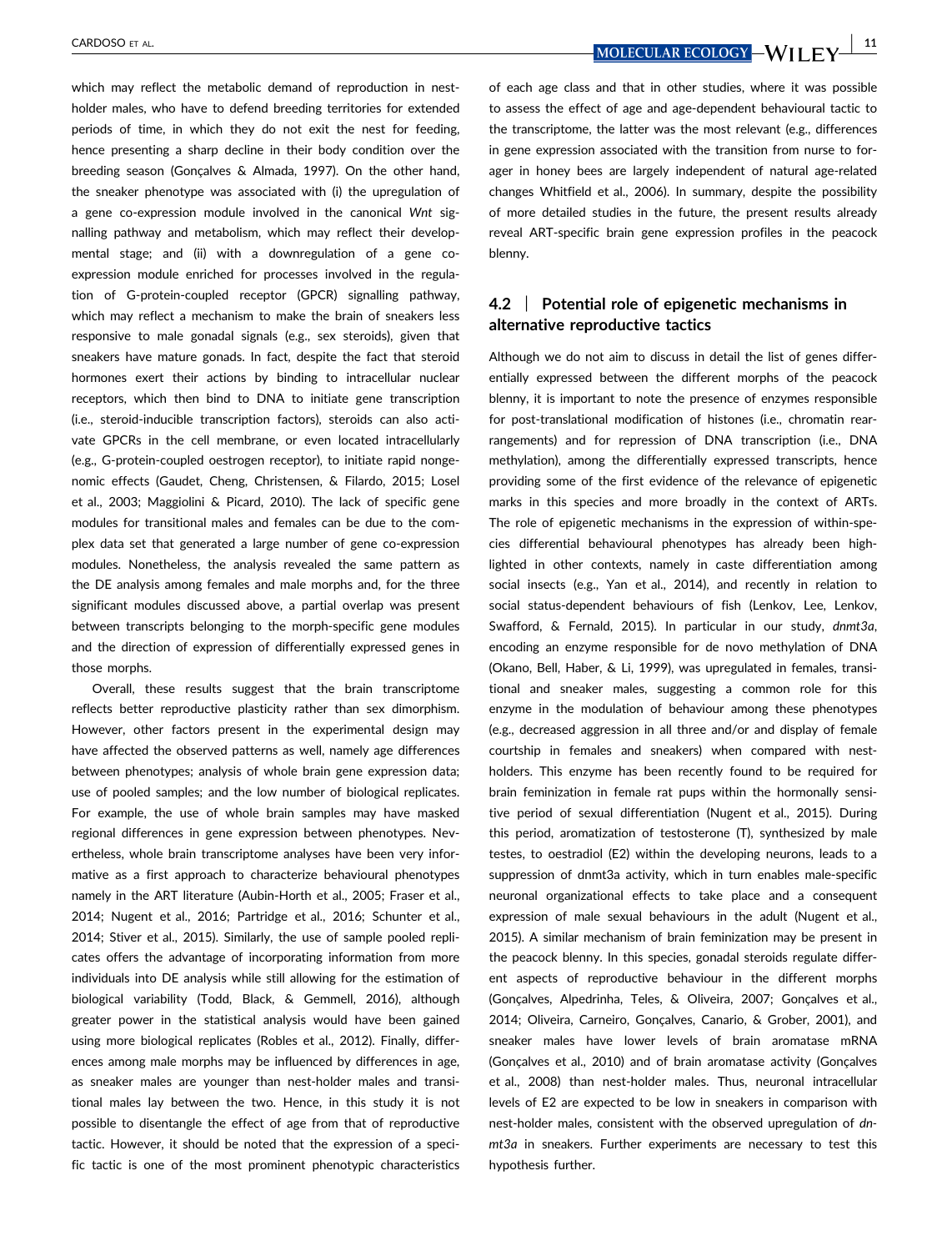which may reflect the metabolic demand of reproduction in nest-holder males, who have to defend breeding territories for extended periods of time, in which they do not exit the nest for feeding, hence presenting a sharp decline in their body condition over the breeding season (Gonçalves & Almada, 1997). On the other hand, the sneaker phenotype was associated with (i) the upregulation of a gene co-expression module involved in the canonical *Wnt* signalling pathway and metabolism, which may reflect their developmental stage; and (ii) with a downregulation of a gene co-expression module enriched for processes involved in the regulation of G-protein-coupled receptor (GPCR) signalling pathway, which may reflect a mechanism to make the brain of sneakers less responsive to male gonadal signals (e.g., sex steroids), given that sneakers have mature gonads. In fact, despite the fact that steroid hormones exert their actions by binding to intracellular nuclear receptors, which then bind to DNA to initiate gene transcription (i.e., steroid-inducible transcription factors), steroids can also activate GPCRs in the cell membrane, or even located intracellularly (e.g., G-protein-coupled oestrogen receptor), to initiate rapid nongenomic effects (Gaudet, Cheng, Christensen, & Filardo, 2015; Losel et al., 2003; Maggiolini & Picard, 2010). The lack of specific gene modules for transitional males and females can be due to the complex data set that generated a large number of gene co-expression modules. Nonetheless, the analysis revealed the same pattern as the DE analysis among females and male morphs and, for the three significant modules discussed above, a partial overlap was present between transcripts belonging to the morph-specific gene modules and the direction of expression of differentially expressed genes in those morphs.

Overall, these results suggest that the brain transcriptome reflects better reproductive plasticity rather than sex dimorphism. However, other factors present in the experimental design may have affected the observed patterns as well, namely age differences between phenotypes; analysis of whole brain gene expression data; use of pooled samples; and the low number of biological replicates. For example, the use of whole brain samples may have masked regional differences in gene expression between phenotypes. Nevertheless, whole brain transcriptome analyses have been very informative as a first approach to characterize behavioural phenotypes namely in the ART literature (Aubin-Horth et al., 2005; Fraser et al., 2014; Nugent et al., 2016; Partridge et al., 2016; Schunter et al., 2014; Stiver et al., 2015). Similarly, the use of sample pooled replicates offers the advantage of incorporating information from more individuals into DE analysis while still allowing for the estimation of biological variability (Todd, Black, & Gemmell, 2016), although greater power in the statistical analysis would have been gained using more biological replicates (Robles et al., 2012). Finally, differences among male morphs may be influenced by differences in age, as sneaker males are younger than nest-holder males and transitional males lay between the two. Hence, in this study it is not possible to disentangle the effect of age from that of reproductive tactic. However, it should be noted that the expression of a specific tactic is one of the most prominent phenotypic characteristics of each age class and that in other studies, where it was possible to assess the effect of age and age-dependent behavioural tactic to the transcriptome, the latter was the most relevant (e.g., differences in gene expression associated with the transition from nurse to forager in honey bees are largely independent of natural age-related changes Whitfield et al., 2006). In summary, despite the possibility of more detailed studies in the future, the present results already reveal ART-specific brain gene expression profiles in the peacock blenny.

## 4.2 | Potential role of epigenetic mechanisms in alternative reproductive tactics

Although we do not aim to discuss in detail the list of genes differentially expressed between the different morphs of the peacock blenny, it is important to note the presence of enzymes responsible for post-translational modification of histones (i.e., chromatin rearrangements) and for repression of DNA transcription (i.e., DNA methylation), among the differentially expressed transcripts, hence providing some of the first evidence of the relevance of epigenetic marks in this species and more broadly in the context of ARTs. The role of epigenetic mechanisms in the expression of within-species differential behavioural phenotypes has already been highlighted in other contexts, namely in caste differentiation among social insects (e.g., Yan et al., 2014), and recently in relation to social status-dependent behaviours of fish (Lenkov, Lee, Lenkov, Swafford, & Fernald, 2015). In particular in our study, *dnmt3a*, encoding an enzyme responsible for de novo methylation of DNA (Okano, Bell, Haber, & Li, 1999), was upregulated in females, transitional and sneaker males, suggesting a common role for this enzyme in the modulation of behaviour among these phenotypes (e.g., decreased aggression in all three and/or and display of female courtship in females and sneakers) when compared with nest-holders. This enzyme has been recently found to be required for brain feminization in female rat pups within the hormonally sensitive period of sexual differentiation (Nugent et al., 2015). During this period, aromatization of testosterone (T), synthesized by male testes, to oestradiol (E2) within the developing neurons, leads to a suppression of dnmt3a activity, which in turn enables male-specific neuronal organizational effects to take place and a consequent expression of male sexual behaviours in the adult (Nugent et al., 2015). A similar mechanism of brain feminization may be present in the peacock blenny. In this species, gonadal steroids regulate different aspects of reproductive behaviour in the different morphs (Gonçalves, Alpedrinha, Teles, & Oliveira, 2007; Gonçalves et al., 2014; Oliveira, Carneiro, Gonçalves, Canario, & Grober, 2001), and sneaker males have lower levels of brain aromatase mRNA (Gonçalves et al., 2010) and of brain aromatase activity (Gonçalves et al., 2008) than nest-holder males. Thus, neuronal intracellular levels of E2 are expected to be low in sneakers in comparison with nest-holder males, consistent with the observed upregulation of *dnmt3a* in sneakers. Further experiments are necessary to test this hypothesis further.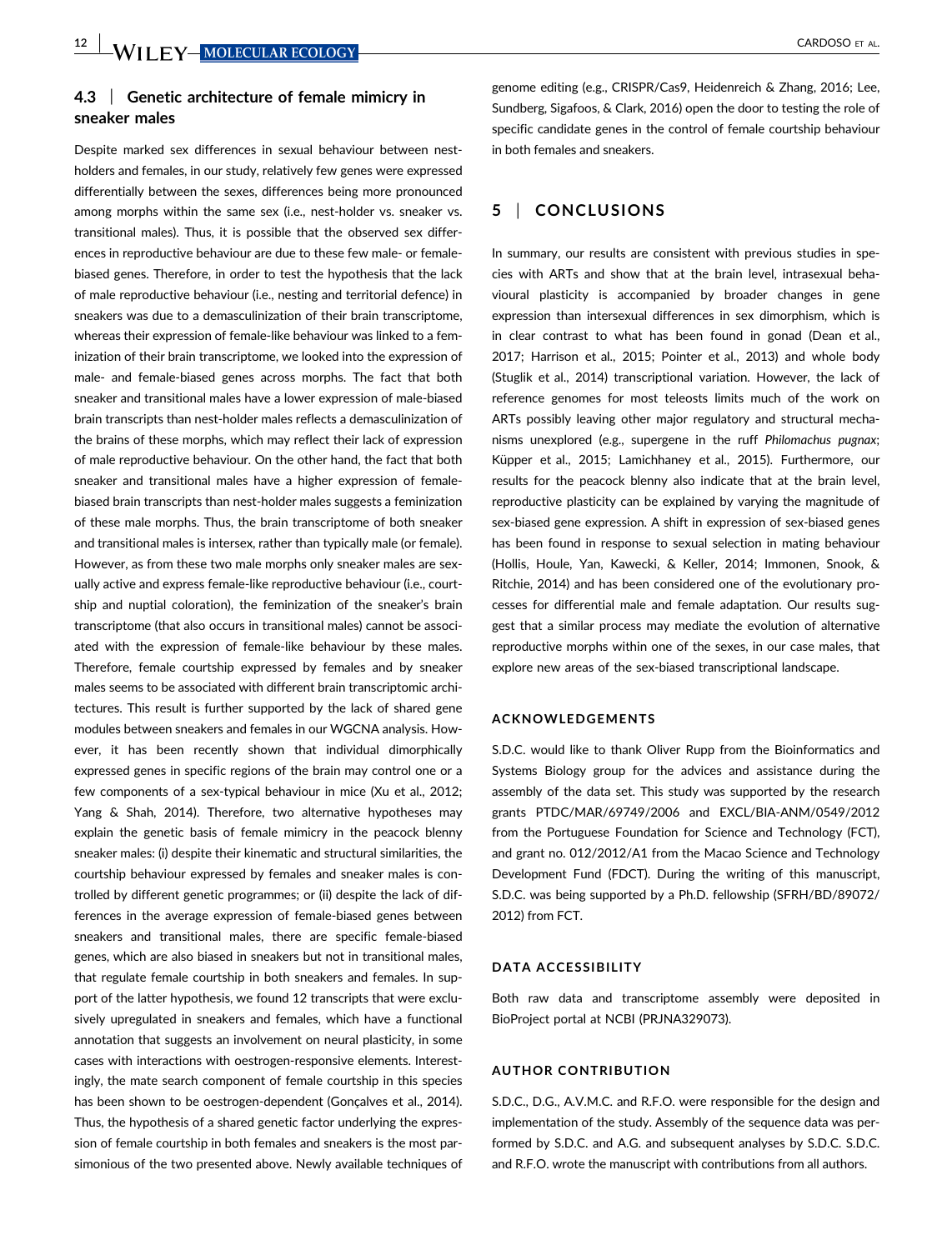### 4.3 | Genetic architecture of female mimicry in sneaker males

Despite marked sex differences in sexual behaviour between nest-holders and females, in our study, relatively few genes were expressed differentially between the sexes, differences being more pronounced among morphs within the same sex (i.e., nest-holder vs. sneaker vs. transitional males). Thus, it is possible that the observed sex differences in reproductive behaviour are due to these few male- or female-biased genes. Therefore, in order to test the hypothesis that the lack of male reproductive behaviour (i.e., nesting and territorial defence) in sneakers was due to a demasculinization of their brain transcriptome, whereas their expression of female-like behaviour was linked to a feminization of their brain transcriptome, we looked into the expression of male- and female-biased genes across morphs. The fact that both sneaker and transitional males have a lower expression of male-biased brain transcripts than nest-holder males reflects a demasculinization of the brains of these morphs, which may reflect their lack of expression of male reproductive behaviour. On the other hand, the fact that both sneaker and transitional males have a higher expression of female-biased brain transcripts than nest-holder males suggests a feminization of these male morphs. Thus, the brain transcriptome of both sneaker and transitional males is intersex, rather than typically male (or female). However, as from these two male morphs only sneaker males are sexually active and express female-like reproductive behaviour (i.e., courtship and nuptial coloration), the feminization of the sneaker's brain transcriptome (that also occurs in transitional males) cannot be associated with the expression of female-like behaviour by these males. Therefore, female courtship expressed by females and by sneaker males seems to be associated with different brain transcriptomic architectures. This result is further supported by the lack of shared gene modules between sneakers and females in our WGCNA analysis. However, it has been recently shown that individual dimorphically expressed genes in specific regions of the brain may control one or a few components of a sex-typical behaviour in mice (Xu et al., 2012; Yang & Shah, 2014). Therefore, two alternative hypotheses may explain the genetic basis of female mimicry in the peacock blenny sneaker males: (i) despite their kinematic and structural similarities, the courtship behaviour expressed by females and sneaker males is controlled by different genetic programmes; or (ii) despite the lack of differences in the average expression of female-biased genes between sneakers and transitional males, there are specific female-biased genes, which are also biased in sneakers but not in transitional males, that regulate female courtship in both sneakers and females. In support of the latter hypothesis, we found 12 transcripts that were exclusively upregulated in sneakers and females, which have a functional annotation that suggests an involvement on neural plasticity, in some cases with interactions with oestrogen-responsive elements. Interestingly, the mate search component of female courtship in this species has been shown to be oestrogen-dependent (Gonçalves et al., 2014). Thus, the hypothesis of a shared genetic factor underlying the expression of female courtship in both females and sneakers is the most parsimonious of the two presented above. Newly available techniques of genome editing (e.g., CRISPR/Cas9, Heidenreich & Zhang, 2016; Lee, Sundberg, Sigafoos, & Clark, 2016) open the door to testing the role of specific candidate genes in the control of female courtship behaviour in both females and sneakers.

## 5 | CONCLUSIONS

In summary, our results are consistent with previous studies in species with ARTs and show that at the brain level, intrasexual behavioural plasticity is accompanied by broader changes in gene expression than intersexual differences in sex dimorphism, which is in clear contrast to what has been found in gonad (Dean et al., 2017; Harrison et al., 2015; Pointer et al., 2013) and whole body (Stuglik et al., 2014) transcriptional variation. However, the lack of reference genomes for most teleosts limits much of the work on ARTs possibly leaving other major regulatory and structural mechanisms unexplored (e.g., supergene in the ruff *Philomachus pugnax*; Küpper et al., 2015; Lamichhaney et al., 2015). Furthermore, our results for the peacock blenny also indicate that at the brain level, reproductive plasticity can be explained by varying the magnitude of sex-biased gene expression. A shift in expression of sex-biased genes has been found in response to sexual selection in mating behaviour (Hollis, Houle, Yan, Kawecki, & Keller, 2014; Immonen, Snook, & Ritchie, 2014) and has been considered one of the evolutionary processes for differential male and female adaptation. Our results suggest that a similar process may mediate the evolution of alternative reproductive morphs within one of the sexes, in our case males, that explore new areas of the sex-biased transcriptional landscape.

### ACKNOWLEDGEMENTS

S.D.C. would like to thank Oliver Rupp from the Bioinformatics and Systems Biology group for the advices and assistance during the assembly of the data set. This study was supported by the research grants PTDC/MAR/69749/2006 and EXCL/BIA-ANM/0549/2012 from the Portuguese Foundation for Science and Technology (FCT), and grant no. 012/2012/A1 from the Macao Science and Technology Development Fund (FDCT). During the writing of this manuscript, S.D.C. was being supported by a Ph.D. fellowship (SFRH/BD/89072/2012) from FCT.

### DATA ACCESSIBILITY

Both raw data and transcriptome assembly were deposited in BioProject portal at NCBI (PRJNA329073).

### AUTHOR CONTRIBUTION

S.D.C., D.G., A.V.M.C. and R.F.O. were responsible for the design and implementation of the study. Assembly of the sequence data was performed by S.D.C. and A.G. and subsequent analyses by S.D.C. S.D.C. and R.F.O. wrote the manuscript with contributions from all authors.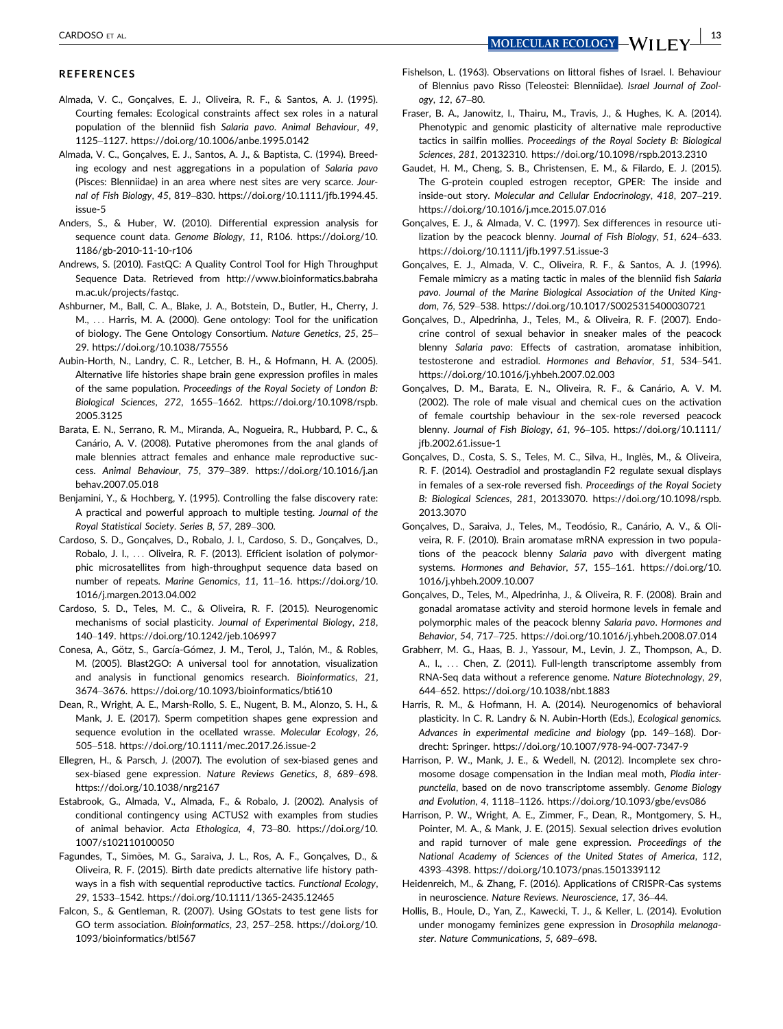## REFERENCES

Almada, V. C., Gonçalves, E. J., Oliveira, R. F., & Santos, A. J. (1995). Courting females: Ecological constraints affect sex roles in a natural population of the blenniid fish *Salaria pavo*. *Animal Behaviour*, *49*, 1125–1127. https://doi.org/10.1006/anbe.1995.0142

Almada, V. C., Gonçalves, E. J., Santos, A. J., & Baptista, C. (1994). Breeding ecology and nest aggregations in a population of *Salaria pavo* (Pisces: Blenniidae) in an area where nest sites are very scarce. *Journal of Fish Biology*, *45*, 819–830. https://doi.org/10.1111/jfb.1994.45.issue-5

Anders, S., & Huber, W. (2010). Differential expression analysis for sequence count data. *Genome Biology*, *11*, R106. https://doi.org/10.1186/gb-2010-11-10-r106

Andrews, S. (2010). FastQC: A Quality Control Tool for High Throughput Sequence Data. Retrieved from http://www.bioinformatics.babraham.ac.uk/projects/fastqc.

Ashburner, M., Ball, C. A., Blake, J. A., Botstein, D., Butler, H., Cherry, J. M., … Harris, M. A. (2000). Gene ontology: Tool for the unification of biology. The Gene Ontology Consortium. *Nature Genetics*, *25*, 25–29. https://doi.org/10.1038/75556

Aubin-Horth, N., Landry, C. R., Letcher, B. H., & Hofmann, H. A. (2005). Alternative life histories shape brain gene expression profiles in males of the same population. *Proceedings of the Royal Society of London B: Biological Sciences*, *272*, 1655–1662. https://doi.org/10.1098/rspb.2005.3125

Barata, E. N., Serrano, R. M., Miranda, A., Nogueira, R., Hubbard, P. C., & Canário, A. V. (2008). Putative pheromones from the anal glands of male blennies attract females and enhance male reproductive success. *Animal Behaviour*, *75*, 379–389. https://doi.org/10.1016/j.anbehav.2007.05.018

Benjamini, Y., & Hochberg, Y. (1995). Controlling the false discovery rate: A practical and powerful approach to multiple testing. *Journal of the Royal Statistical Society. Series B*, *57*, 289–300.

Cardoso, S. D., Gonçalves, D., Robalo, J. I., Cardoso, S. D., Gonçalves, D., Robalo, J. I., … Oliveira, R. F. (2013). Efficient isolation of polymorphic microsatellites from high-throughput sequence data based on number of repeats. *Marine Genomics*, *11*, 11–16. https://doi.org/10.1016/j.margen.2013.04.002

Cardoso, S. D., Teles, M. C., & Oliveira, R. F. (2015). Neurogenomic mechanisms of social plasticity. *Journal of Experimental Biology*, *218*, 140–149. https://doi.org/10.1242/jeb.106997

Conesa, A., Götz, S., García-Gómez, J. M., Terol, J., Talón, M., & Robles, M. (2005). Blast2GO: A universal tool for annotation, visualization and analysis in functional genomics research. *Bioinformatics*, *21*, 3674–3676. https://doi.org/10.1093/bioinformatics/bti610

Dean, R., Wright, A. E., Marsh-Rollo, S. E., Nugent, B. M., Alonzo, S. H., & Mank, J. E. (2017). Sperm competition shapes gene expression and sequence evolution in the ocellated wrasse. *Molecular Ecology*, *26*, 505–518. https://doi.org/10.1111/mec.2017.26.issue-2

Ellegren, H., & Parsch, J. (2007). The evolution of sex-biased genes and sex-biased gene expression. *Nature Reviews Genetics*, *8*, 689–698. https://doi.org/10.1038/nrg2167

Estabrook, G., Almada, V., Almada, F., & Robalo, J. (2002). Analysis of conditional contingency using ACTUS2 with examples from studies of animal behavior. *Acta Ethologica*, *4*, 73–80. https://doi.org/10.1007/s102110100050

Fagundes, T., Simões, M. G., Saraiva, J. L., Ros, A. F., Gonçalves, D., & Oliveira, R. F. (2015). Birth date predicts alternative life history pathways in a fish with sequential reproductive tactics. *Functional Ecology*, *29*, 1533–1542. https://doi.org/10.1111/1365-2435.12465

Falcon, S., & Gentleman, R. (2007). Using GOstats to test gene lists for GO term association. *Bioinformatics*, *23*, 257–258. https://doi.org/10.1093/bioinformatics/btl567

Fishelson, L. (1963). Observations on littoral fishes of Israel. I. Behaviour of Blennius pavo Risso (Teleostei: Blenniidae). *Israel Journal of Zoology*, *12*, 67–80.

Fraser, B. A., Janowitz, I., Thairu, M., Travis, J., & Hughes, K. A. (2014). Phenotypic and genomic plasticity of alternative male reproductive tactics in sailfin mollies. *Proceedings of the Royal Society B: Biological Sciences*, *281*, 20132310. https://doi.org/10.1098/rspb.2013.2310

Gaudet, H. M., Cheng, S. B., Christensen, E. M., & Filardo, E. J. (2015). The G-protein coupled estrogen receptor, GPER: The inside and inside-out story. *Molecular and Cellular Endocrinology*, *418*, 207–219. https://doi.org/10.1016/j.mce.2015.07.016

Gonçalves, E. J., & Almada, V. C. (1997). Sex differences in resource utilization by the peacock blenny. *Journal of Fish Biology*, *51*, 624–633. https://doi.org/10.1111/jfb.1997.51.issue-3

Gonçalves, E. J., Almada, V. C., Oliveira, R. F., & Santos, A. J. (1996). Female mimicry as a mating tactic in males of the blenniid fish *Salaria pavo*. *Journal of the Marine Biological Association of the United Kingdom*, *76*, 529–538. https://doi.org/10.1017/S0025315400030721

Gonçalves, D., Alpedrinha, J., Teles, M., & Oliveira, R. F. (2007). Endocrine control of sexual behavior in sneaker males of the peacock blenny *Salaria pavo*: Effects of castration, aromatase inhibition, testosterone and estradiol. *Hormones and Behavior*, *51*, 534–541. https://doi.org/10.1016/j.yhbeh.2007.02.003

Gonçalves, D. M., Barata, E. N., Oliveira, R. F., & Canário, A. V. M. (2002). The role of male visual and chemical cues on the activation of female courtship behaviour in the sex-role reversed peacock blenny. *Journal of Fish Biology*, *61*, 96–105. https://doi.org/10.1111/jfb.2002.61.issue-1

Gonçalves, D., Costa, S. S., Teles, M. C., Silva, H., Inglês, M., & Oliveira, R. F. (2014). Oestradiol and prostaglandin F2 regulate sexual displays in females of a sex-role reversed fish. *Proceedings of the Royal Society B: Biological Sciences*, *281*, 20133070. https://doi.org/10.1098/rspb.2013.3070

Gonçalves, D., Saraiva, J., Teles, M., Teodósio, R., Canário, A. V., & Oliveira, R. F. (2010). Brain aromatase mRNA expression in two populations of the peacock blenny *Salaria pavo* with divergent mating systems. *Hormones and Behavior*, *57*, 155–161. https://doi.org/10.1016/j.yhbeh.2009.10.007

Gonçalves, D., Teles, M., Alpedrinha, J., & Oliveira, R. F. (2008). Brain and gonadal aromatase activity and steroid hormone levels in female and polymorphic males of the peacock blenny *Salaria pavo*. *Hormones and Behavior*, *54*, 717–725. https://doi.org/10.1016/j.yhbeh.2008.07.014

Grabherr, M. G., Haas, B. J., Yassour, M., Levin, J. Z., Thompson, A., D. A., I., … Chen, Z. (2011). Full-length transcriptome assembly from RNA-Seq data without a reference genome. *Nature Biotechnology*, *29*, 644–652. https://doi.org/10.1038/nbt.1883

Harris, R. M., & Hofmann, H. A. (2014). Neurogenomics of behavioral plasticity. In C. R. Landry & N. Aubin-Horth (Eds.), *Ecological genomics. Advances in experimental medicine and biology* (pp. 149–168). Dordrecht: Springer. https://doi.org/10.1007/978-94-007-7347-9

Harrison, P. W., Mank, J. E., & Wedell, N. (2012). Incomplete sex chromosome dosage compensation in the Indian meal moth, *Plodia interpunctella*, based on de novo transcriptome assembly. *Genome Biology and Evolution*, *4*, 1118–1126. https://doi.org/10.1093/gbe/evs086

Harrison, P. W., Wright, A. E., Zimmer, F., Dean, R., Montgomery, S. H., Pointer, M. A., & Mank, J. E. (2015). Sexual selection drives evolution and rapid turnover of male gene expression. *Proceedings of the National Academy of Sciences of the United States of America*, *112*, 4393–4398. https://doi.org/10.1073/pnas.1501339112

Heidenreich, M., & Zhang, F. (2016). Applications of CRISPR-Cas systems in neuroscience. *Nature Reviews. Neuroscience*, *17*, 36–44.

Hollis, B., Houle, D., Yan, Z., Kawecki, T. J., & Keller, L. (2014). Evolution under monogamy feminizes gene expression in *Drosophila melanogaster*. *Nature Communications*, *5*, 689–698.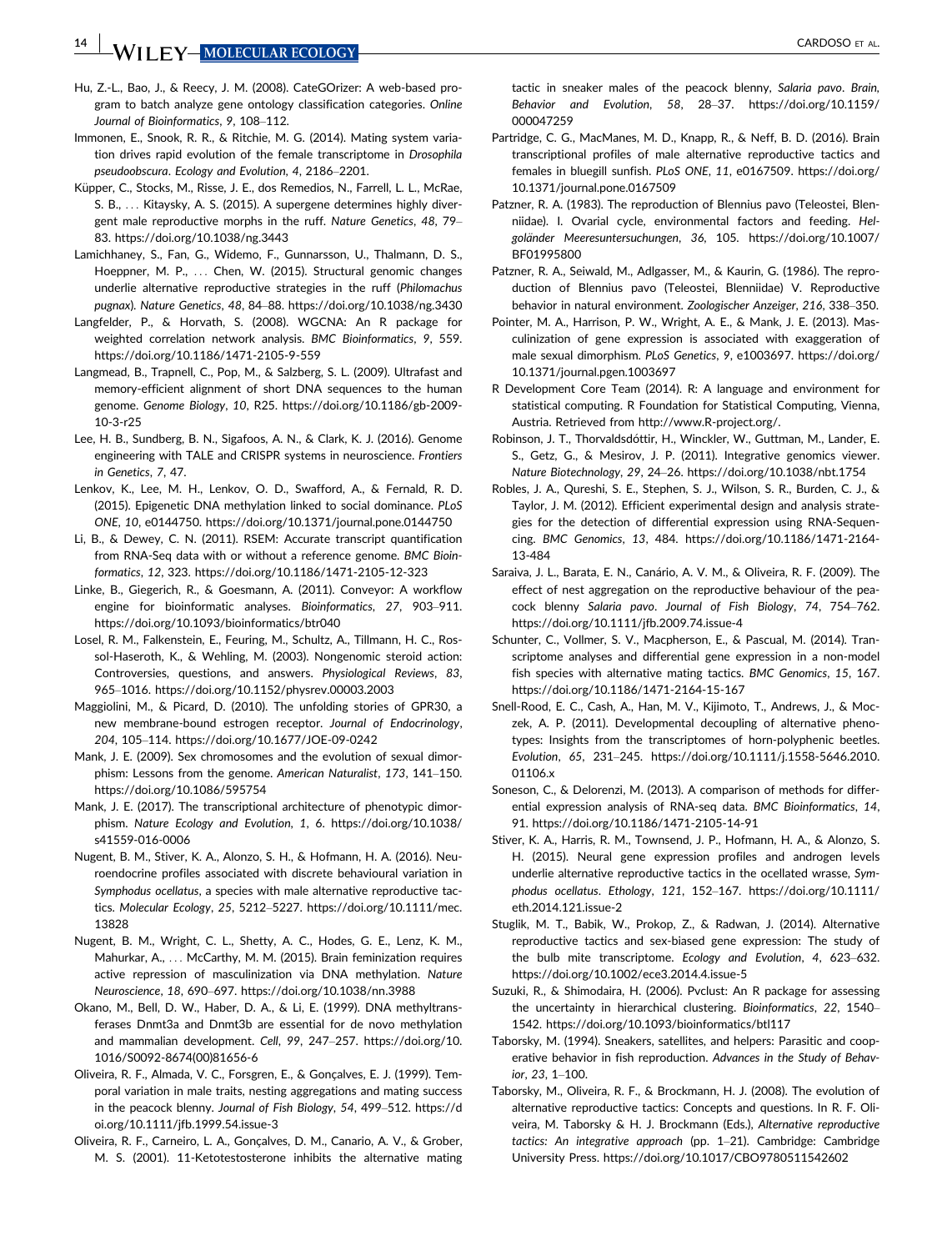Hu, Z.-L., Bao, J., & Reecy, J. M. (2008). CateGOrizer: A web-based program to batch analyze gene ontology classification categories. *Online Journal of Bioinformatics*, *9*, 108–112.

Immonen, E., Snook, R. R., & Ritchie, M. G. (2014). Mating system variation drives rapid evolution of the female transcriptome in *Drosophila pseudoobscura*. *Ecology and Evolution*, *4*, 2186–2201.

Küpper, C., Stocks, M., Risse, J. E., dos Remedios, N., Farrell, L. L., McRae, S. B., … Kitaysky, A. S. (2015). A supergene determines highly divergent male reproductive morphs in the ruff. *Nature Genetics*, *48*, 79–83. https://doi.org/10.1038/ng.3443

Lamichhaney, S., Fan, G., Widemo, F., Gunnarsson, U., Thalmann, D. S., Hoeppner, M. P., … Chen, W. (2015). Structural genomic changes underlie alternative reproductive strategies in the ruff (*Philomachus pugnax*). *Nature Genetics*, *48*, 84–88. https://doi.org/10.1038/ng.3430

Langfelder, P., & Horvath, S. (2008). WGCNA: An R package for weighted correlation network analysis. *BMC Bioinformatics*, *9*, 559. https://doi.org/10.1186/1471-2105-9-559

Langmead, B., Trapnell, C., Pop, M., & Salzberg, S. L. (2009). Ultrafast and memory-efficient alignment of short DNA sequences to the human genome. *Genome Biology*, *10*, R25. https://doi.org/10.1186/gb-2009-10-3-r25

Lee, H. B., Sundberg, B. N., Sigafoos, A. N., & Clark, K. J. (2016). Genome engineering with TALE and CRISPR systems in neuroscience. *Frontiers in Genetics*, *7*, 47.

Lenkov, K., Lee, M. H., Lenkov, O. D., Swafford, A., & Fernald, R. D. (2015). Epigenetic DNA methylation linked to social dominance. *PLoS ONE*, *10*, e0144750. https://doi.org/10.1371/journal.pone.0144750

Li, B., & Dewey, C. N. (2011). RSEM: Accurate transcript quantification from RNA-Seq data with or without a reference genome. *BMC Bioinformatics*, *12*, 323. https://doi.org/10.1186/1471-2105-12-323

Linke, B., Giegerich, R., & Goesmann, A. (2011). Conveyor: A workflow engine for bioinformatic analyses. *Bioinformatics*, *27*, 903–911. https://doi.org/10.1093/bioinformatics/btr040

Losel, R. M., Falkenstein, E., Feuring, M., Schultz, A., Tillmann, H. C., Rossol-Haseroth, K., & Wehling, M. (2003). Nongenomic steroid action: Controversies, questions, and answers. *Physiological Reviews*, *83*, 965–1016. https://doi.org/10.1152/physrev.00003.2003

Maggiolini, M., & Picard, D. (2010). The unfolding stories of GPR30, a new membrane-bound estrogen receptor. *Journal of Endocrinology*, *204*, 105–114. https://doi.org/10.1677/JOE-09-0242

Mank, J. E. (2009). Sex chromosomes and the evolution of sexual dimorphism: Lessons from the genome. *American Naturalist*, *173*, 141–150. https://doi.org/10.1086/595754

Mank, J. E. (2017). The transcriptional architecture of phenotypic dimorphism. *Nature Ecology and Evolution*, *1*, 6. https://doi.org/10.1038/s41559-016-0006

Nugent, B. M., Stiver, K. A., Alonzo, S. H., & Hofmann, H. A. (2016). Neuroendocrine profiles associated with discrete behavioural variation in *Symphodus ocellatus*, a species with male alternative reproductive tactics. *Molecular Ecology*, *25*, 5212–5227. https://doi.org/10.1111/mec.13828

Nugent, B. M., Wright, C. L., Shetty, A. C., Hodes, G. E., Lenz, K. M., Mahurkar, A., … McCarthy, M. M. (2015). Brain feminization requires active repression of masculinization via DNA methylation. *Nature Neuroscience*, *18*, 690–697. https://doi.org/10.1038/nn.3988

Okano, M., Bell, D. W., Haber, D. A., & Li, E. (1999). DNA methyltransferases Dnmt3a and Dnmt3b are essential for de novo methylation and mammalian development. *Cell*, *99*, 247–257. https://doi.org/10.1016/S0092-8674(00)81656-6

Oliveira, R. F., Almada, V. C., Forsgren, E., & Gonçalves, E. J. (1999). Temporal variation in male traits, nesting aggregations and mating success in the peacock blenny. *Journal of Fish Biology*, *54*, 499–512. https://doi.org/10.1111/jfb.1999.54.issue-3

Oliveira, R. F., Carneiro, L. A., Gonçalves, D. M., Canario, A. V., & Grober, M. S. (2001). 11-Ketotestosterone inhibits the alternative mating tactic in sneaker males of the peacock blenny, *Salaria pavo*. *Brain, Behavior and Evolution*, *58*, 28–37. https://doi.org/10.1159/000047259

Partridge, C. G., MacManes, M. D., Knapp, R., & Neff, B. D. (2016). Brain transcriptional profiles of male alternative reproductive tactics and females in bluegill sunfish. *PLoS ONE*, *11*, e0167509. https://doi.org/10.1371/journal.pone.0167509

Patzner, R. A. (1983). The reproduction of Blennius pavo (Teleostei, Blenniidae). I. Ovarial cycle, environmental factors and feeding. *Helgoländer Meeresuntersuchungen*, *36*, 105. https://doi.org/10.1007/BF01995800

Patzner, R. A., Seiwald, M., Adlgasser, M., & Kaurin, G. (1986). The reproduction of Blennius pavo (Teleostei, Blenniidae) V. Reproductive behavior in natural environment. *Zoologischer Anzeiger*, *216*, 338–350.

Pointer, M. A., Harrison, P. W., Wright, A. E., & Mank, J. E. (2013). Masculinization of gene expression is associated with exaggeration of male sexual dimorphism. *PLoS Genetics*, *9*, e1003697. https://doi.org/10.1371/journal.pgen.1003697

R Development Core Team (2014). R: A language and environment for statistical computing. R Foundation for Statistical Computing, Vienna, Austria. Retrieved from http://www.R-project.org/.

Robinson, J. T., Thorvaldsdóttir, H., Winckler, W., Guttman, M., Lander, E. S., Getz, G., & Mesirov, J. P. (2011). Integrative genomics viewer. *Nature Biotechnology*, *29*, 24–26. https://doi.org/10.1038/nbt.1754

Robles, J. A., Qureshi, S. E., Stephen, S. J., Wilson, S. R., Burden, C. J., & Taylor, J. M. (2012). Efficient experimental design and analysis strategies for the detection of differential expression using RNA-Sequencing. *BMC Genomics*, *13*, 484. https://doi.org/10.1186/1471-2164-13-484

Saraiva, J. L., Barata, E. N., Canário, A. V. M., & Oliveira, R. F. (2009). The effect of nest aggregation on the reproductive behaviour of the peacock blenny *Salaria pavo*. *Journal of Fish Biology*, *74*, 754–762. https://doi.org/10.1111/jfb.2009.74.issue-4

Schunter, C., Vollmer, S. V., Macpherson, E., & Pascual, M. (2014). Transcriptome analyses and differential gene expression in a non-model fish species with alternative mating tactics. *BMC Genomics*, *15*, 167. https://doi.org/10.1186/1471-2164-15-167

Snell-Rood, E. C., Cash, A., Han, M. V., Kijimoto, T., Andrews, J., & Moczek, A. P. (2011). Developmental decoupling of alternative phenotypes: Insights from the transcriptomes of horn-polyphenic beetles. *Evolution*, *65*, 231–245. https://doi.org/10.1111/j.1558-5646.2010.01106.x

Soneson, C., & Delorenzi, M. (2013). A comparison of methods for differential expression analysis of RNA-seq data. *BMC Bioinformatics*, *14*, 91. https://doi.org/10.1186/1471-2105-14-91

Stiver, K. A., Harris, R. M., Townsend, J. P., Hofmann, H. A., & Alonzo, S. H. (2015). Neural gene expression profiles and androgen levels underlie alternative reproductive tactics in the ocellated wrasse, *Symphodus ocellatus*. *Ethology*, *121*, 152–167. https://doi.org/10.1111/eth.2014.121.issue-2

Stuglik, M. T., Babik, W., Prokop, Z., & Radwan, J. (2014). Alternative reproductive tactics and sex-biased gene expression: The study of the bulb mite transcriptome. *Ecology and Evolution*, *4*, 623–632. https://doi.org/10.1002/ece3.2014.4.issue-5

Suzuki, R., & Shimodaira, H. (2006). Pvclust: An R package for assessing the uncertainty in hierarchical clustering. *Bioinformatics*, *22*, 1540–1542. https://doi.org/10.1093/bioinformatics/btl117

Taborsky, M. (1994). Sneakers, satellites, and helpers: Parasitic and cooperative behavior in fish reproduction. *Advances in the Study of Behavior*, *23*, 1–100.

Taborsky, M., Oliveira, R. F., & Brockmann, H. J. (2008). The evolution of alternative reproductive tactics: Concepts and questions. In R. F. Oliveira, M. Taborsky & H. J. Brockmann (Eds.), *Alternative reproductive tactics: An integrative approach* (pp. 1–21). Cambridge: Cambridge University Press. https://doi.org/10.1017/CBO9780511542602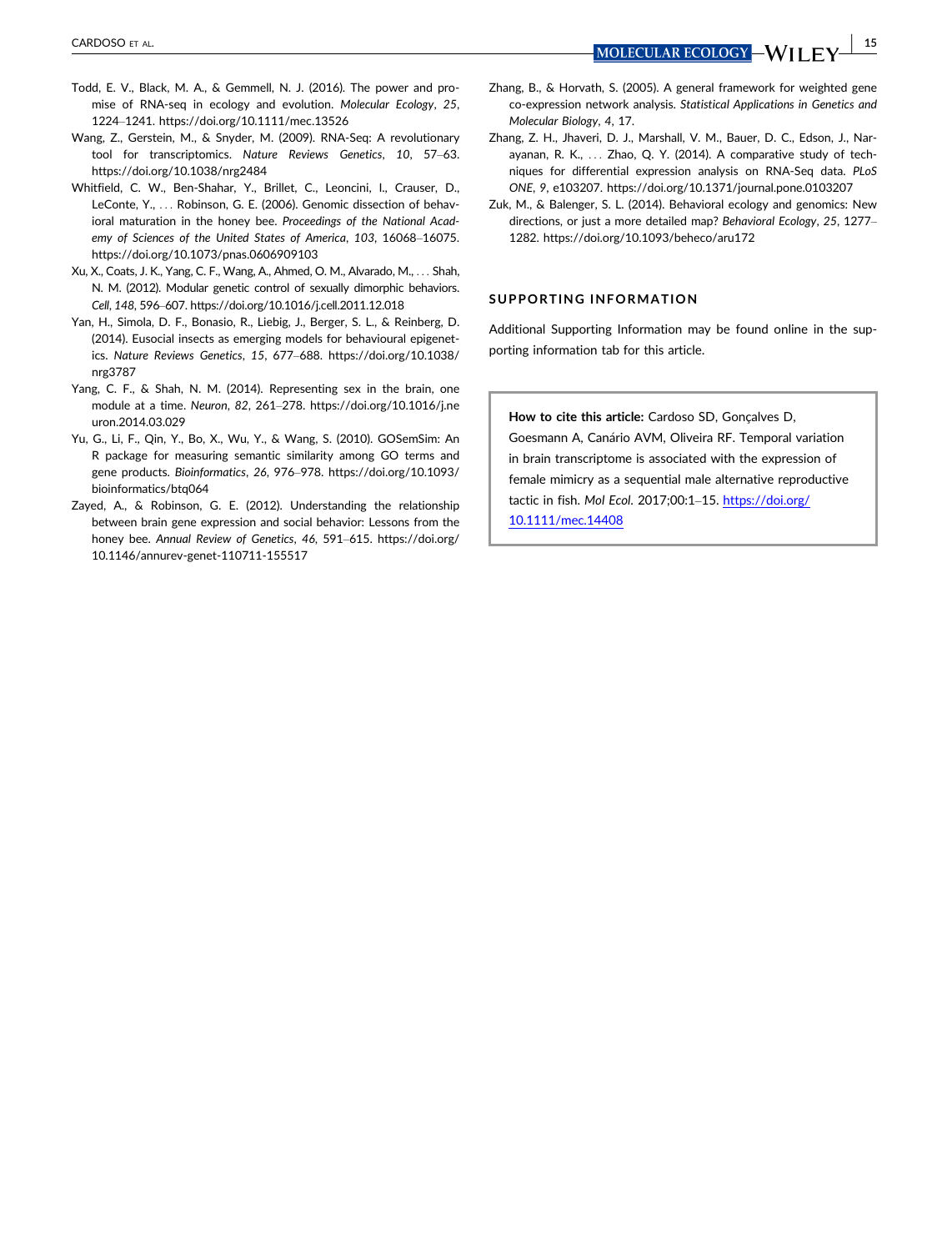Todd, E. V., Black, M. A., & Gemmell, N. J. (2016). The power and promise of RNA-seq in ecology and evolution. *Molecular Ecology*, *25*, 1224–1241. https://doi.org/10.1111/mec.13526

Wang, Z., Gerstein, M., & Snyder, M. (2009). RNA-Seq: A revolutionary tool for transcriptomics. *Nature Reviews Genetics*, *10*, 57–63. https://doi.org/10.1038/nrg2484

Whitfield, C. W., Ben-Shahar, Y., Brillet, C., Leoncini, I., Crauser, D., LeConte, Y., . . . Robinson, G. E. (2006). Genomic dissection of behavioral maturation in the honey bee. *Proceedings of the National Academy of Sciences of the United States of America*, *103*, 16068–16075. https://doi.org/10.1073/pnas.0606909103

Xu, X., Coats, J. K., Yang, C. F., Wang, A., Ahmed, O. M., Alvarado, M., . . . Shah, N. M. (2012). Modular genetic control of sexually dimorphic behaviors. *Cell*, *148*, 596–607. https://doi.org/10.1016/j.cell.2011.12.018

Yan, H., Simola, D. F., Bonasio, R., Liebig, J., Berger, S. L., & Reinberg, D. (2014). Eusocial insects as emerging models for behavioural epigenetics. *Nature Reviews Genetics*, *15*, 677–688. https://doi.org/10.1038/nrg3787

Yang, C. F., & Shah, N. M. (2014). Representing sex in the brain, one module at a time. *Neuron*, *82*, 261–278. https://doi.org/10.1016/j.neuron.2014.03.029

Yu, G., Li, F., Qin, Y., Bo, X., Wu, Y., & Wang, S. (2010). GOSemSim: An R package for measuring semantic similarity among GO terms and gene products. *Bioinformatics*, *26*, 976–978. https://doi.org/10.1093/bioinformatics/btq064

Zayed, A., & Robinson, G. E. (2012). Understanding the relationship between brain gene expression and social behavior: Lessons from the honey bee. *Annual Review of Genetics*, *46*, 591–615. https://doi.org/10.1146/annurev-genet-110711-155517

Zhang, B., & Horvath, S. (2005). A general framework for weighted gene co-expression network analysis. *Statistical Applications in Genetics and Molecular Biology*, *4*, 17.

Zhang, Z. H., Jhaveri, D. J., Marshall, V. M., Bauer, D. C., Edson, J., Narayanan, R. K., . . . Zhao, Q. Y. (2014). A comparative study of techniques for differential expression analysis on RNA-Seq data. *PLoS ONE*, *9*, e103207. https://doi.org/10.1371/journal.pone.0103207

Zuk, M., & Balenger, S. L. (2014). Behavioral ecology and genomics: New directions, or just a more detailed map? *Behavioral Ecology*, *25*, 1277–1282. https://doi.org/10.1093/beheco/aru172

## SUPPORTING INFORMATION

Additional Supporting Information may be found online in the supporting information tab for this article.

**How to cite this article:** Cardoso SD, Gonçalves D, Goesmann A, Canário AVM, Oliveira RF. Temporal variation in brain transcriptome is associated with the expression of female mimicry as a sequential male alternative reproductive tactic in fish. *Mol Ecol*. 2017;00:1–15. https://doi.org/10.1111/mec.14408